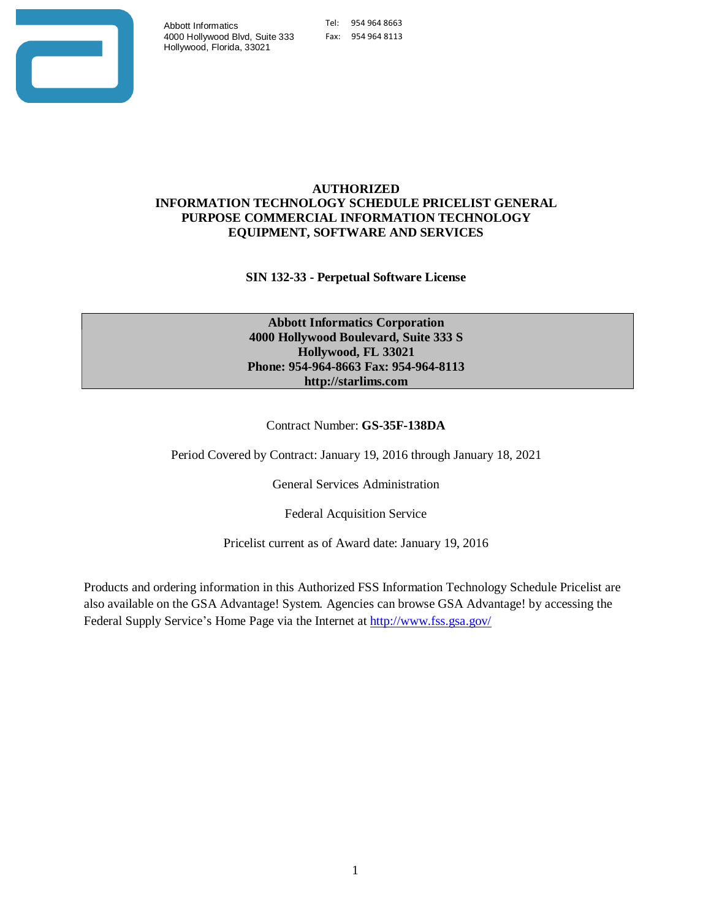Abbott Informatics
4000 Hollywood Blvd, Suite 333
Hollywood, Florida, 33021

Tel: 954 964 8663
Fax: 954 964 8113

# AUTHORIZED INFORMATION TECHNOLOGY SCHEDULE PRICELIST GENERAL PURPOSE COMMERCIAL INFORMATION TECHNOLOGY EQUIPMENT, SOFTWARE AND SERVICES

**SIN 132-33 - Perpetual Software License**

**Abbott Informatics Corporation**
**4000 Hollywood Boulevard, Suite 333 S**
**Hollywood, FL 33021**
**Phone: 954-964-8663 Fax: 954-964-8113**
**http://starlims.com**

Contract Number: **GS-35F-138DA**

Period Covered by Contract: January 19, 2016 through January 18, 2021

General Services Administration

Federal Acquisition Service

Pricelist current as of Award date: January 19, 2016

Products and ordering information in this Authorized FSS Information Technology Schedule Pricelist are also available on the GSA Advantage! System. Agencies can browse GSA Advantage! by accessing the Federal Supply Service's Home Page via the Internet at http://www.fss.gsa.gov/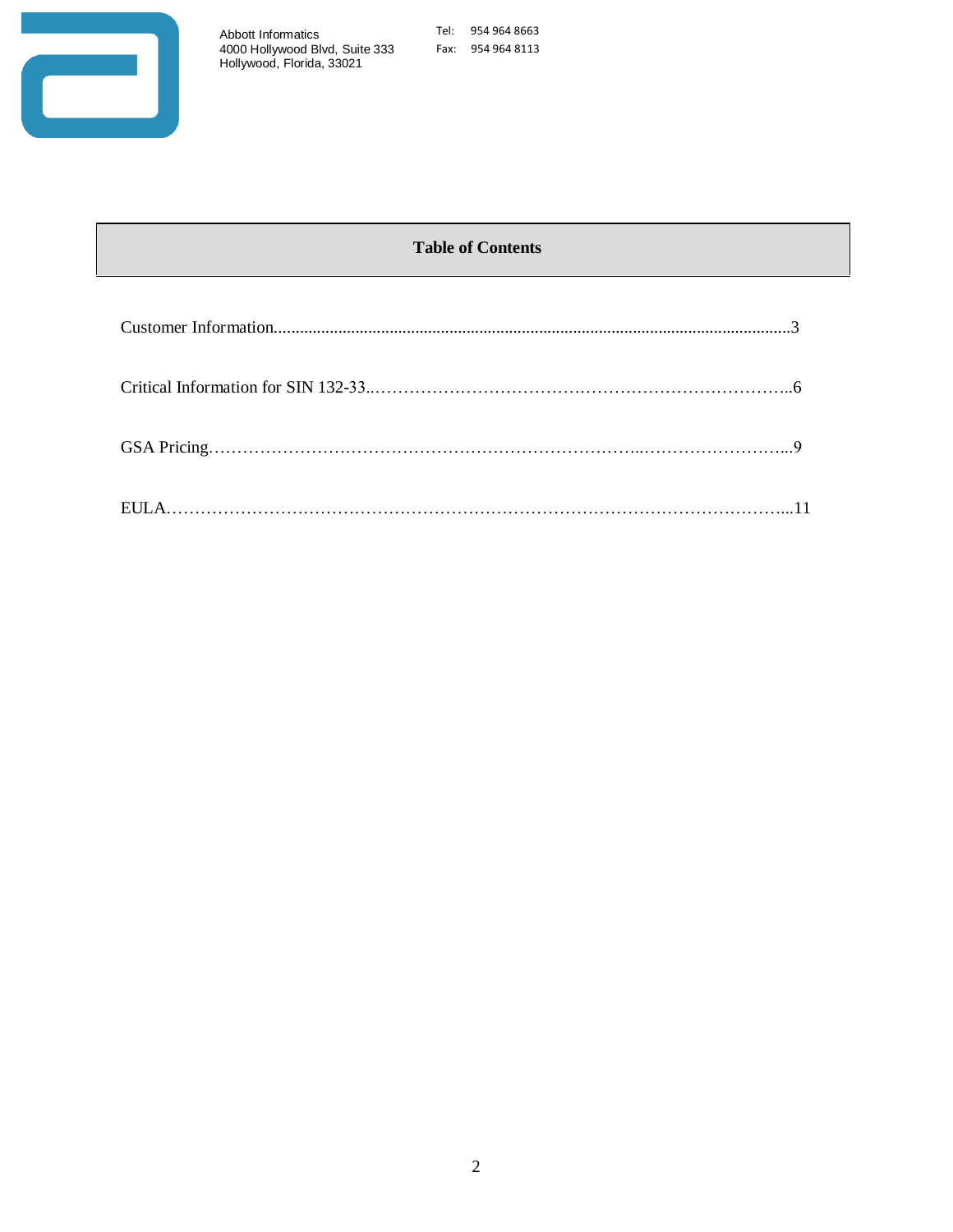Abbott Informatics
4000 Hollywood Blvd, Suite 333
Hollywood, Florida, 33021

Tel: 954 964 8663
Fax: 954 964 8113

## Table of Contents

Customer Information.........................................................................................................................3

Critical Information for SIN 132-33..……………………………………………………………..6

GSA Pricing…………………………………………………………………..……………………...9

EULA………………………………………………………………………………………………...11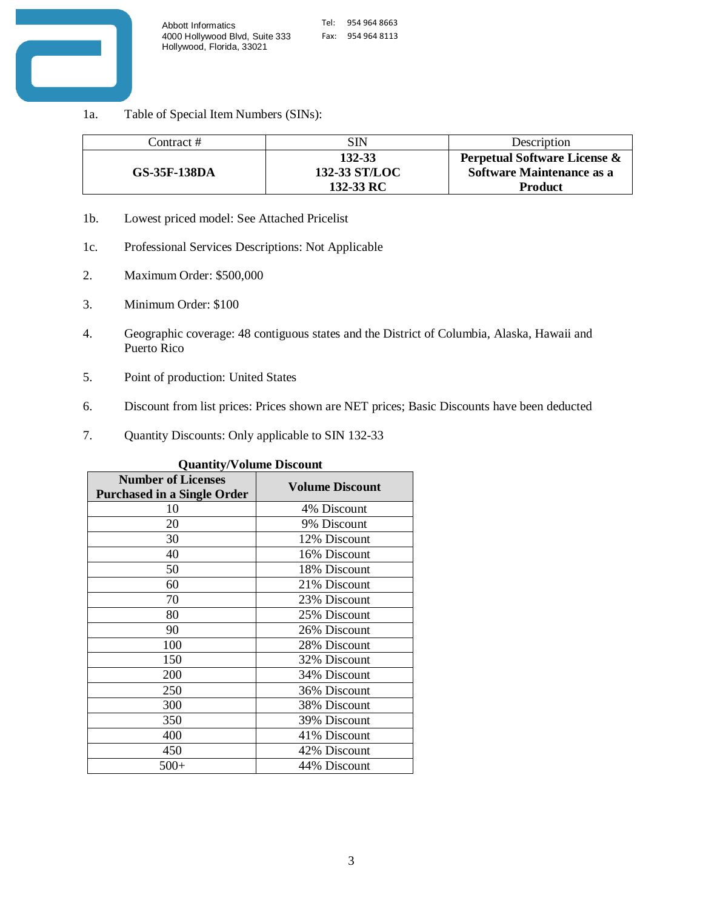Abbott Informatics
4000 Hollywood Blvd, Suite 333
Hollywood, Florida, 33021

Tel: 954 964 8663
Fax: 954 964 8113

1a. Table of Special Item Numbers (SINs):

| Contract # | SIN | Description |
|---|---|---|
| **GS-35F-138DA** | **132-33**<br>**132-33 ST/LOC**<br>**132-33 RC** | **Perpetual Software License & Software Maintenance as a Product** |

1b. Lowest priced model: See Attached Pricelist

1c. Professional Services Descriptions: Not Applicable

2. Maximum Order: $500,000

3. Minimum Order: $100

4. Geographic coverage: 48 contiguous states and the District of Columbia, Alaska, Hawaii and Puerto Rico

5. Point of production: United States

6. Discount from list prices: Prices shown are NET prices; Basic Discounts have been deducted

7. Quantity Discounts: Only applicable to SIN 132-33

**Quantity/Volume Discount**

| Number of Licenses Purchased in a Single Order | Volume Discount |
|---|---|
| 10 | 4% Discount |
| 20 | 9% Discount |
| 30 | 12% Discount |
| 40 | 16% Discount |
| 50 | 18% Discount |
| 60 | 21% Discount |
| 70 | 23% Discount |
| 80 | 25% Discount |
| 90 | 26% Discount |
| 100 | 28% Discount |
| 150 | 32% Discount |
| 200 | 34% Discount |
| 250 | 36% Discount |
| 300 | 38% Discount |
| 350 | 39% Discount |
| 400 | 41% Discount |
| 450 | 42% Discount |
| 500+ | 44% Discount |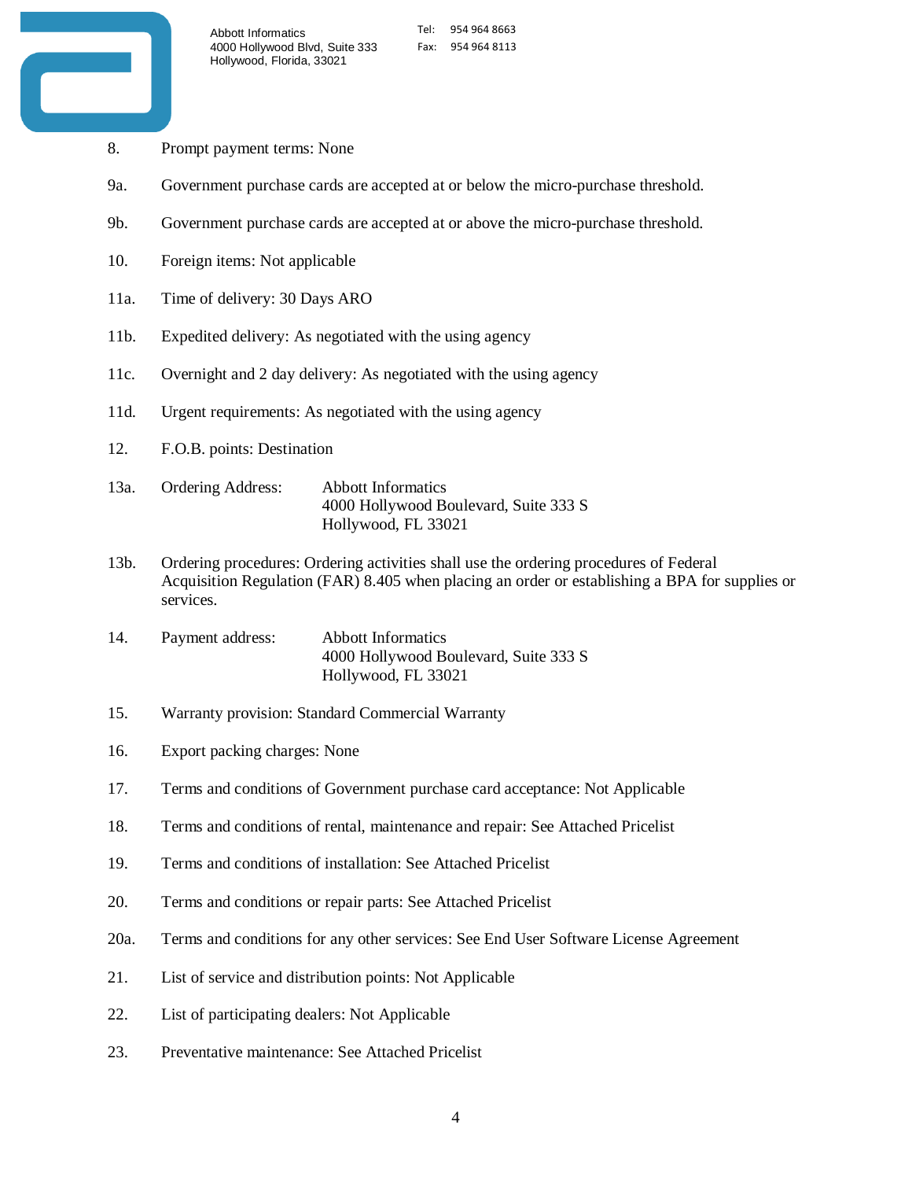8. Prompt payment terms: None

9a. Government purchase cards are accepted at or below the micro-purchase threshold.

9b. Government purchase cards are accepted at or above the micro-purchase threshold.

10. Foreign items: Not applicable

11a. Time of delivery: 30 Days ARO

11b. Expedited delivery: As negotiated with the using agency

11c. Overnight and 2 day delivery: As negotiated with the using agency

11d. Urgent requirements: As negotiated with the using agency

12. F.O.B. points: Destination

13a. Ordering Address:
Abbott Informatics
4000 Hollywood Boulevard, Suite 333 S
Hollywood, FL 33021

13b. Ordering procedures: Ordering activities shall use the ordering procedures of Federal Acquisition Regulation (FAR) 8.405 when placing an order or establishing a BPA for supplies or services.

14. Payment address:
Abbott Informatics
4000 Hollywood Boulevard, Suite 333 S
Hollywood, FL 33021

15. Warranty provision: Standard Commercial Warranty

16. Export packing charges: None

17. Terms and conditions of Government purchase card acceptance: Not Applicable

18. Terms and conditions of rental, maintenance and repair: See Attached Pricelist

19. Terms and conditions of installation: See Attached Pricelist

20. Terms and conditions or repair parts: See Attached Pricelist

20a. Terms and conditions for any other services: See End User Software License Agreement

21. List of service and distribution points: Not Applicable

22. List of participating dealers: Not Applicable

23. Preventative maintenance: See Attached Pricelist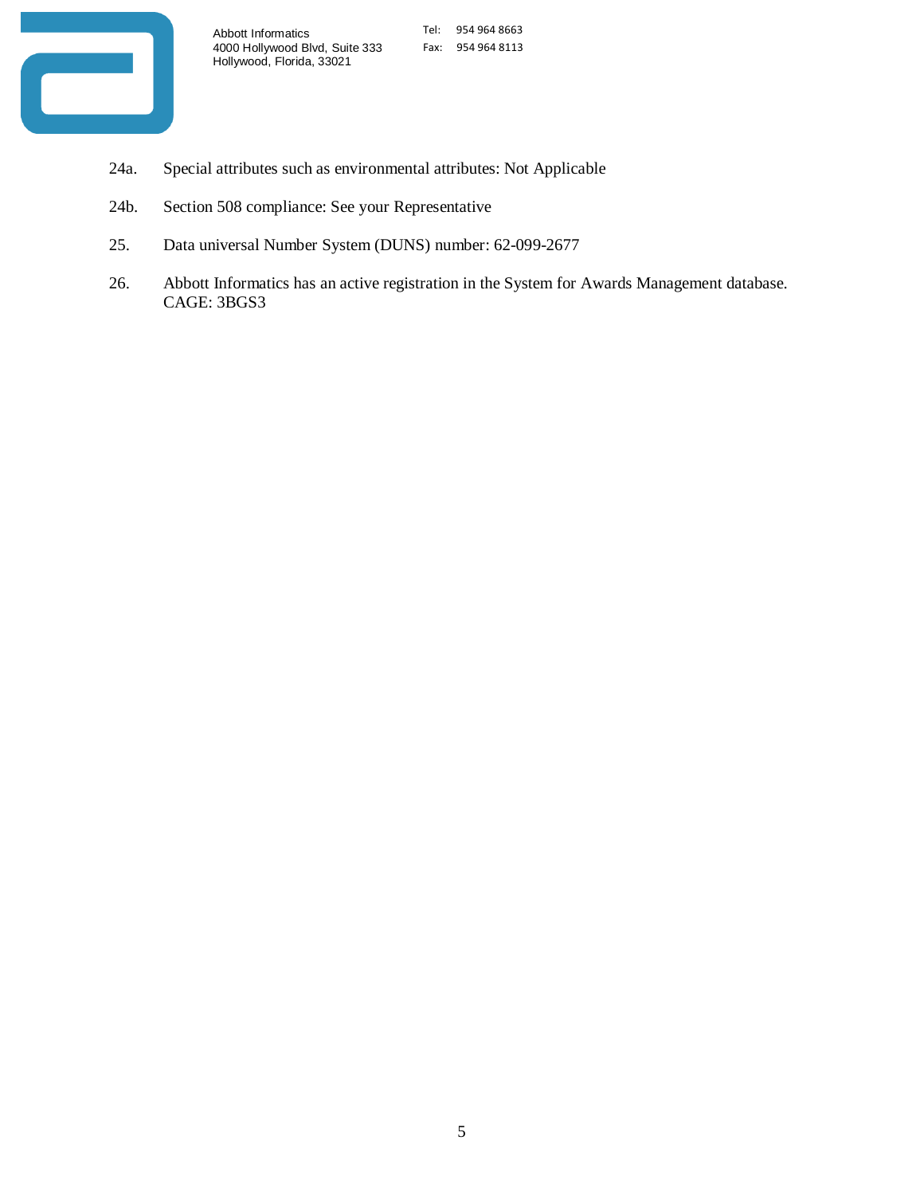Abbott Informatics
4000 Hollywood Blvd, Suite 333
Hollywood, Florida, 33021

Tel: 954 964 8663
Fax: 954 964 8113

24a. Special attributes such as environmental attributes: Not Applicable

24b. Section 508 compliance: See your Representative

25. Data universal Number System (DUNS) number: 62-099-2677

26. Abbott Informatics has an active registration in the System for Awards Management database. CAGE: 3BGS3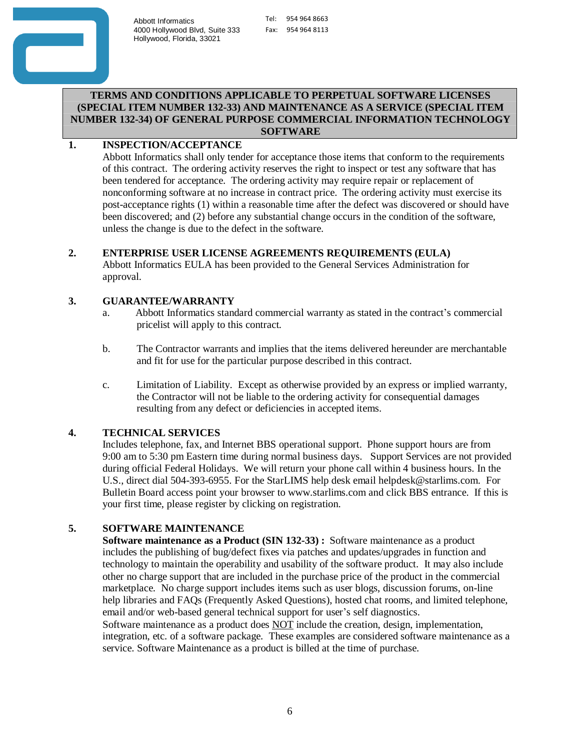Abbott Informatics
4000 Hollywood Blvd, Suite 333
Hollywood, Florida, 33021

Tel: 954 964 8663
Fax: 954 964 8113

## TERMS AND CONDITIONS APPLICABLE TO PERPETUAL SOFTWARE LICENSES (SPECIAL ITEM NUMBER 132-33) AND MAINTENANCE AS A SERVICE (SPECIAL ITEM NUMBER 132-34) OF GENERAL PURPOSE COMMERCIAL INFORMATION TECHNOLOGY SOFTWARE

### 1. INSPECTION/ACCEPTANCE

Abbott Informatics shall only tender for acceptance those items that conform to the requirements of this contract. The ordering activity reserves the right to inspect or test any software that has been tendered for acceptance. The ordering activity may require repair or replacement of nonconforming software at no increase in contract price. The ordering activity must exercise its post-acceptance rights (1) within a reasonable time after the defect was discovered or should have been discovered; and (2) before any substantial change occurs in the condition of the software, unless the change is due to the defect in the software.

### 2. ENTERPRISE USER LICENSE AGREEMENTS REQUIREMENTS (EULA)

Abbott Informatics EULA has been provided to the General Services Administration for approval.

### 3. GUARANTEE/WARRANTY

a. Abbott Informatics standard commercial warranty as stated in the contract's commercial pricelist will apply to this contract.

b. The Contractor warrants and implies that the items delivered hereunder are merchantable and fit for use for the particular purpose described in this contract.

c. Limitation of Liability. Except as otherwise provided by an express or implied warranty, the Contractor will not be liable to the ordering activity for consequential damages resulting from any defect or deficiencies in accepted items.

### 4. TECHNICAL SERVICES

Includes telephone, fax, and Internet BBS operational support. Phone support hours are from 9:00 am to 5:30 pm Eastern time during normal business days. Support Services are not provided during official Federal Holidays. We will return your phone call within 4 business hours. In the U.S., direct dial 504-393-6955. For the StarLIMS help desk email helpdesk@starlims.com. For Bulletin Board access point your browser to www.starlims.com and click BBS entrance. If this is your first time, please register by clicking on registration.

### 5. SOFTWARE MAINTENANCE

**Software maintenance as a Product (SIN 132-33) :** Software maintenance as a product includes the publishing of bug/defect fixes via patches and updates/upgrades in function and technology to maintain the operability and usability of the software product. It may also include other no charge support that are included in the purchase price of the product in the commercial marketplace. No charge support includes items such as user blogs, discussion forums, on-line help libraries and FAQs (Frequently Asked Questions), hosted chat rooms, and limited telephone, email and/or web-based general technical support for user's self diagnostics.

Software maintenance as a product does NOT include the creation, design, implementation, integration, etc. of a software package. These examples are considered software maintenance as a service. Software Maintenance as a product is billed at the time of purchase.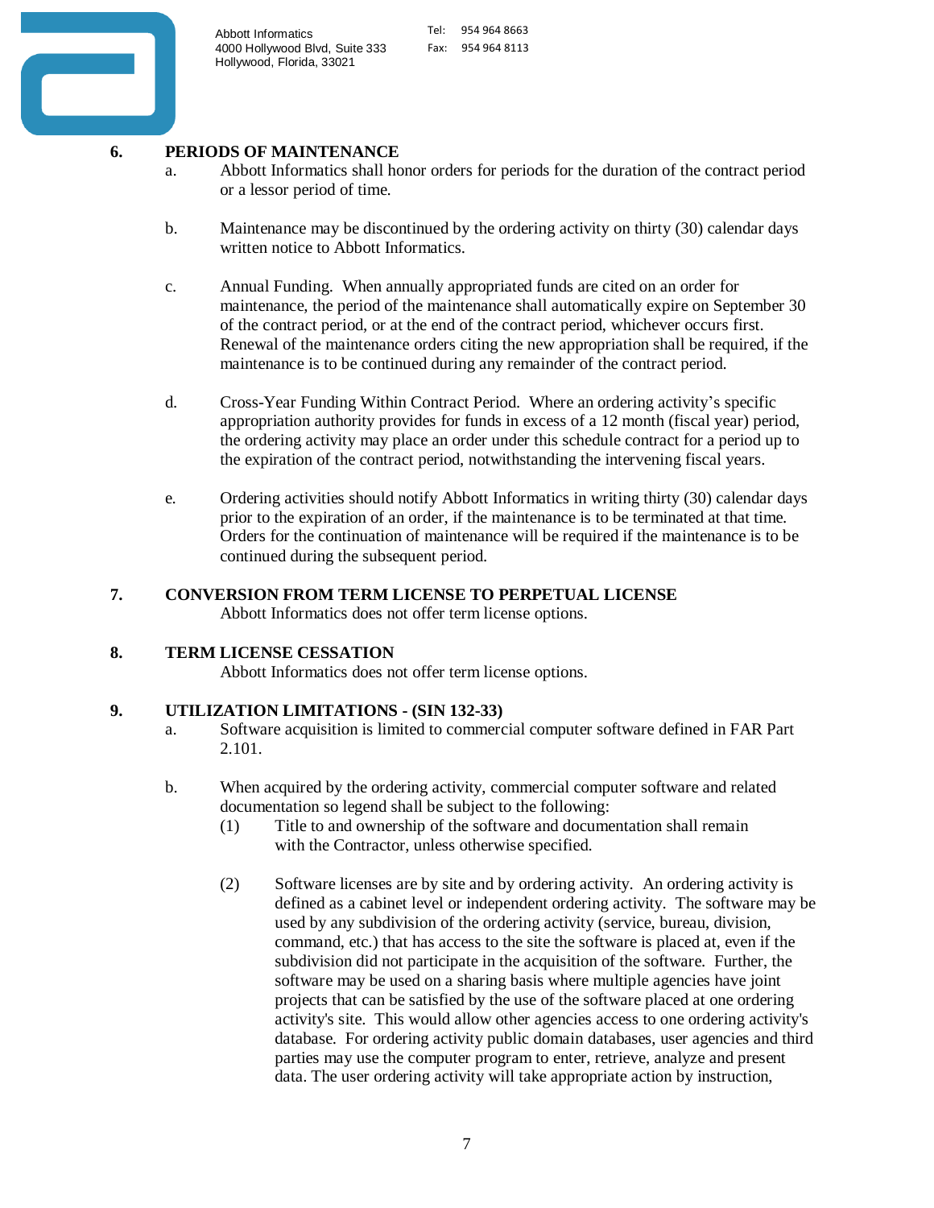## 6. PERIODS OF MAINTENANCE

a. Abbott Informatics shall honor orders for periods for the duration of the contract period or a lessor period of time.

b. Maintenance may be discontinued by the ordering activity on thirty (30) calendar days written notice to Abbott Informatics.

c. Annual Funding. When annually appropriated funds are cited on an order for maintenance, the period of the maintenance shall automatically expire on September 30 of the contract period, or at the end of the contract period, whichever occurs first. Renewal of the maintenance orders citing the new appropriation shall be required, if the maintenance is to be continued during any remainder of the contract period.

d. Cross-Year Funding Within Contract Period. Where an ordering activity's specific appropriation authority provides for funds in excess of a 12 month (fiscal year) period, the ordering activity may place an order under this schedule contract for a period up to the expiration of the contract period, notwithstanding the intervening fiscal years.

e. Ordering activities should notify Abbott Informatics in writing thirty (30) calendar days prior to the expiration of an order, if the maintenance is to be terminated at that time. Orders for the continuation of maintenance will be required if the maintenance is to be continued during the subsequent period.

## 7. CONVERSION FROM TERM LICENSE TO PERPETUAL LICENSE

Abbott Informatics does not offer term license options.

## 8. TERM LICENSE CESSATION

Abbott Informatics does not offer term license options.

## 9. UTILIZATION LIMITATIONS - (SIN 132-33)

a. Software acquisition is limited to commercial computer software defined in FAR Part 2.101.

b. When acquired by the ordering activity, commercial computer software and related documentation so legend shall be subject to the following:

(1) Title to and ownership of the software and documentation shall remain with the Contractor, unless otherwise specified.

(2) Software licenses are by site and by ordering activity. An ordering activity is defined as a cabinet level or independent ordering activity. The software may be used by any subdivision of the ordering activity (service, bureau, division, command, etc.) that has access to the site the software is placed at, even if the subdivision did not participate in the acquisition of the software. Further, the software may be used on a sharing basis where multiple agencies have joint projects that can be satisfied by the use of the software placed at one ordering activity's site. This would allow other agencies access to one ordering activity's database. For ordering activity public domain databases, user agencies and third parties may use the computer program to enter, retrieve, analyze and present data. The user ordering activity will take appropriate action by instruction,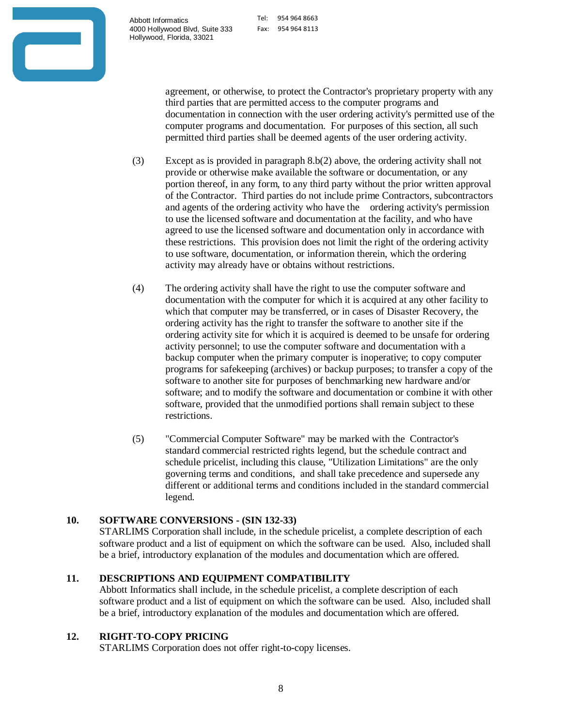agreement, or otherwise, to protect the Contractor's proprietary property with any third parties that are permitted access to the computer programs and documentation in connection with the user ordering activity's permitted use of the computer programs and documentation. For purposes of this section, all such permitted third parties shall be deemed agents of the user ordering activity.

(3) Except as is provided in paragraph 8.b(2) above, the ordering activity shall not provide or otherwise make available the software or documentation, or any portion thereof, in any form, to any third party without the prior written approval of the Contractor. Third parties do not include prime Contractors, subcontractors and agents of the ordering activity who have the ordering activity's permission to use the licensed software and documentation at the facility, and who have agreed to use the licensed software and documentation only in accordance with these restrictions. This provision does not limit the right of the ordering activity to use software, documentation, or information therein, which the ordering activity may already have or obtains without restrictions.

(4) The ordering activity shall have the right to use the computer software and documentation with the computer for which it is acquired at any other facility to which that computer may be transferred, or in cases of Disaster Recovery, the ordering activity has the right to transfer the software to another site if the ordering activity site for which it is acquired is deemed to be unsafe for ordering activity personnel; to use the computer software and documentation with a backup computer when the primary computer is inoperative; to copy computer programs for safekeeping (archives) or backup purposes; to transfer a copy of the software to another site for purposes of benchmarking new hardware and/or software; and to modify the software and documentation or combine it with other software, provided that the unmodified portions shall remain subject to these restrictions.

(5) "Commercial Computer Software" may be marked with the Contractor's standard commercial restricted rights legend, but the schedule contract and schedule pricelist, including this clause, "Utilization Limitations" are the only governing terms and conditions, and shall take precedence and supersede any different or additional terms and conditions included in the standard commercial legend.

**10. SOFTWARE CONVERSIONS - (SIN 132-33)**

STARLIMS Corporation shall include, in the schedule pricelist, a complete description of each software product and a list of equipment on which the software can be used. Also, included shall be a brief, introductory explanation of the modules and documentation which are offered.

**11. DESCRIPTIONS AND EQUIPMENT COMPATIBILITY**

Abbott Informatics shall include, in the schedule pricelist, a complete description of each software product and a list of equipment on which the software can be used. Also, included shall be a brief, introductory explanation of the modules and documentation which are offered.

**12. RIGHT-TO-COPY PRICING**

STARLIMS Corporation does not offer right-to-copy licenses.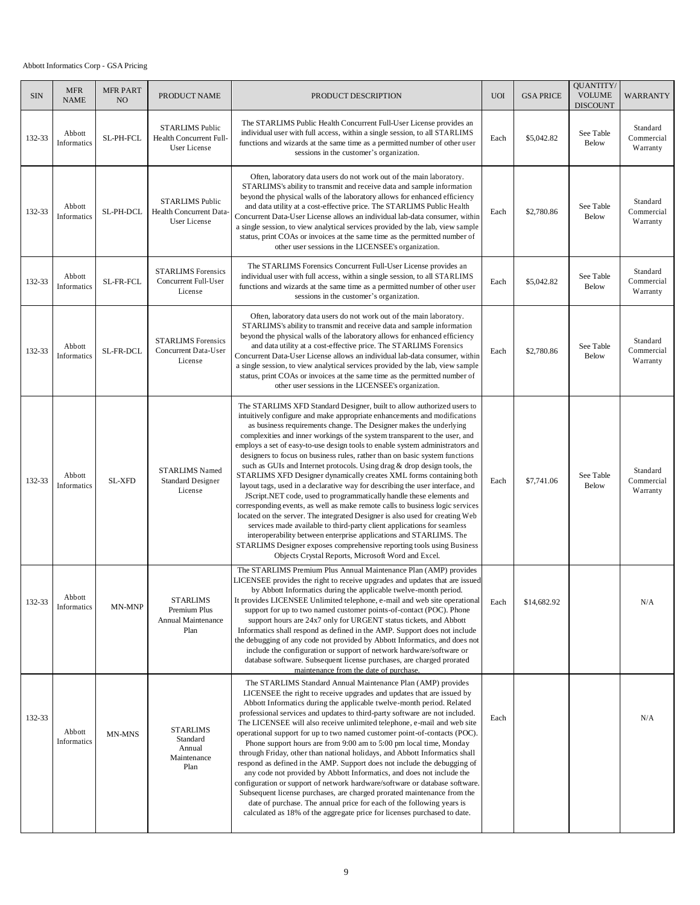Abbott Informatics Corp - GSA Pricing

| SIN | MFR NAME | MFR PART NO | PRODUCT NAME | PRODUCT DESCRIPTION | UOI | GSA PRICE | QUANTITY/ VOLUME DISCOUNT | WARRANTY |
|---|---|---|---|---|---|---|---|---|
| 132-33 | Abbott Informatics | SL-PH-FCL | STARLIMS Public Health Concurrent Full-User License | The STARLIMS Public Health Concurrent Full-User License provides an individual user with full access, within a single session, to all STARLIMS functions and wizards at the same time as a permitted number of other user sessions in the customer's organization. | Each | $5,042.82 | See Table Below | Standard Commercial Warranty |
| 132-33 | Abbott Informatics | SL-PH-DCL | STARLIMS Public Health Concurrent Data-User License | Often, laboratory data users do not work out of the main laboratory. STARLIMS's ability to transmit and receive data and sample information beyond the physical walls of the laboratory allows for enhanced efficiency and data utility at a cost-effective price. The STARLIMS Public Health Concurrent Data-User License allows an individual lab-data consumer, within a single session, to view analytical services provided by the lab, view sample status, print COAs or invoices at the same time as the permitted number of other user sessions in the LICENSEE's organization. | Each | $2,780.86 | See Table Below | Standard Commercial Warranty |
| 132-33 | Abbott Informatics | SL-FR-FCL | STARLIMS Forensics Concurrent Full-User License | The STARLIMS Forensics Concurrent Full-User License provides an individual user with full access, within a single session, to all STARLIMS functions and wizards at the same time as a permitted number of other user sessions in the customer's organization. | Each | $5,042.82 | See Table Below | Standard Commercial Warranty |
| 132-33 | Abbott Informatics | SL-FR-DCL | STARLIMS Forensics Concurrent Data-User License | Often, laboratory data users do not work out of the main laboratory. STARLIMS's ability to transmit and receive data and sample information beyond the physical walls of the laboratory allows for enhanced efficiency and data utility at a cost-effective price. The STARLIMS Forensics Concurrent Data-User License allows an individual lab-data consumer, within a single session, to view analytical services provided by the lab, view sample status, print COAs or invoices at the same time as the permitted number of other user sessions in the LICENSEE's organization. | Each | $2,780.86 | See Table Below | Standard Commercial Warranty |
| 132-33 | Abbott Informatics | SL-XFD | STARLIMS Named Standard Designer License | The STARLIMS XFD Standard Designer, built to allow authorized users to intuitively configure and make appropriate enhancements and modifications as business requirements change. The Designer makes the underlying complexities and inner workings of the system transparent to the user, and employs a set of easy-to-use design tools to enable system administrators and designers to focus on business rules, rather than on basic system functions such as GUIs and Internet protocols. Using drag & drop design tools, the STARLIMS XFD Designer dynamically creates XML forms containing both layout tags, used in a declarative way for describing the user interface, and JScript.NET code, used to programmatically handle these elements and corresponding events, as well as make remote calls to business logic services located on the server. The integrated Designer is also used for creating Web services made available to third-party client applications for seamless interoperability between enterprise applications and STARLIMS. The STARLIMS Designer exposes comprehensive reporting tools using Business Objects Crystal Reports, Microsoft Word and Excel. | Each | $7,741.06 | See Table Below | Standard Commercial Warranty |
| 132-33 | Abbott Informatics | MN-MNP | STARLIMS Premium Plus Annual Maintenance Plan | The STARLIMS Premium Plus Annual Maintenance Plan (AMP) provides LICENSEE provides the right to receive upgrades and updates that are issued by Abbott Informatics during the applicable twelve-month period. It provides LICENSEE Unlimited telephone, e-mail and web site operational support for up to two named customer points-of-contact (POC). Phone support hours are 24x7 only for URGENT status tickets, and Abbott Informatics shall respond as defined in the AMP. Support does not include the debugging of any code not provided by Abbott Informatics, and does not include the configuration or support of network hardware/software or database software. Subsequent license purchases, are charged prorated maintenance from the date of purchase. | Each | $14,682.92 | | N/A |
| 132-33 | Abbott Informatics | MN-MNS | STARLIMS Standard Annual Maintenance Plan | The STARLIMS Standard Annual Maintenance Plan (AMP) provides LICENSEE the right to receive upgrades and updates that are issued by Abbott Informatics during the applicable twelve-month period. Related professional services and updates to third-party software are not included. The LICENSEE will also receive unlimited telephone, e-mail and web site operational support for up to two named customer point-of-contacts (POC). Phone support hours are from 9:00 am to 5:00 pm local time, Monday through Friday, other than national holidays, and Abbott Informatics shall respond as defined in the AMP. Support does not include the debugging of any code not provided by Abbott Informatics, and does not include the configuration or support of network hardware/software or database software. Subsequent license purchases, are charged prorated maintenance from the date of purchase. The annual price for each of the following years is calculated as 18% of the aggregate price for licenses purchased to date. | Each | | | N/A |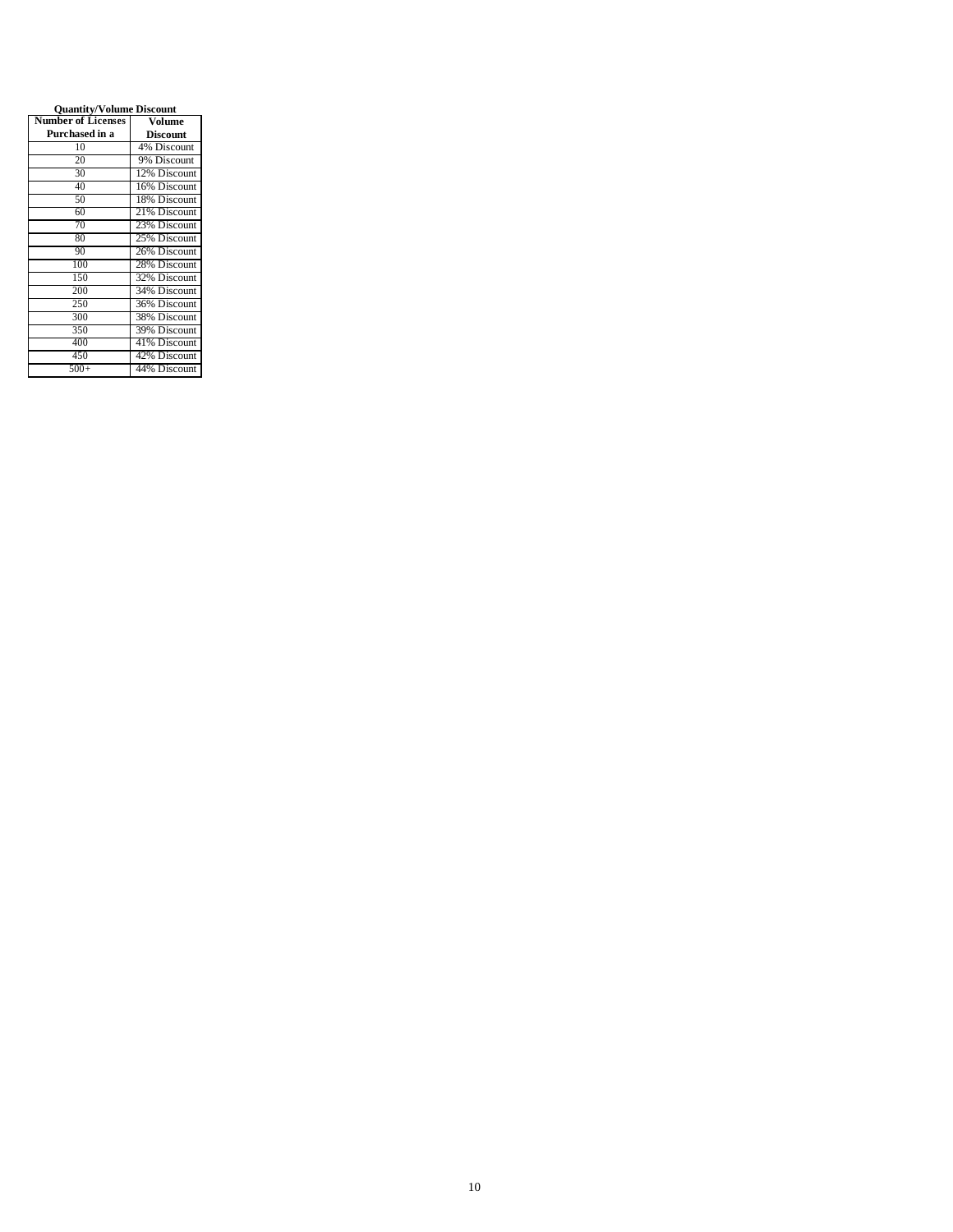**Quantity/Volume Discount**

| Number of Licenses Purchased in a | Volume Discount |
|---|---|
| 10 | 4% Discount |
| 20 | 9% Discount |
| 30 | 12% Discount |
| 40 | 16% Discount |
| 50 | 18% Discount |
| 60 | 21% Discount |
| 70 | 23% Discount |
| 80 | 25% Discount |
| 90 | 26% Discount |
| 100 | 28% Discount |
| 150 | 32% Discount |
| 200 | 34% Discount |
| 250 | 36% Discount |
| 300 | 38% Discount |
| 350 | 39% Discount |
| 400 | 41% Discount |
| 450 | 42% Discount |
| 500+ | 44% Discount |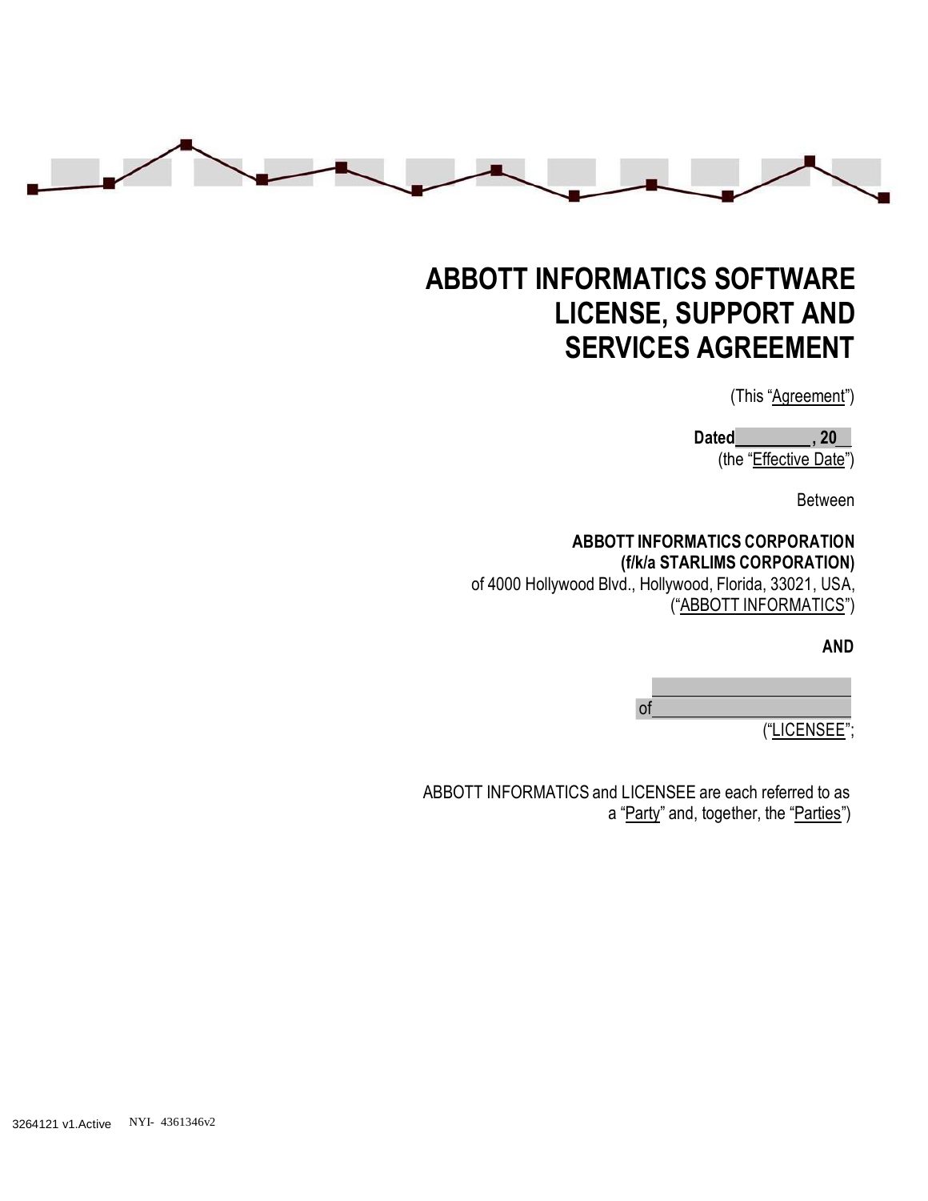# ABBOTT INFORMATICS SOFTWARE LICENSE, SUPPORT AND SERVICES AGREEMENT

(This "Agreement")

**Dated__________, 20__**
(the "Effective Date")

Between

**ABBOTT INFORMATICS CORPORATION**
**(f/k/a STARLIMS CORPORATION)**
of 4000 Hollywood Blvd., Hollywood, Florida, 33021, USA,
("ABBOTT INFORMATICS")

**AND**

________________________
of________________________
("LICENSEE";

ABBOTT INFORMATICS and LICENSEE are each referred to as a "Party" and, together, the "Parties")

3264121 v1.Active NYI- 4361346v2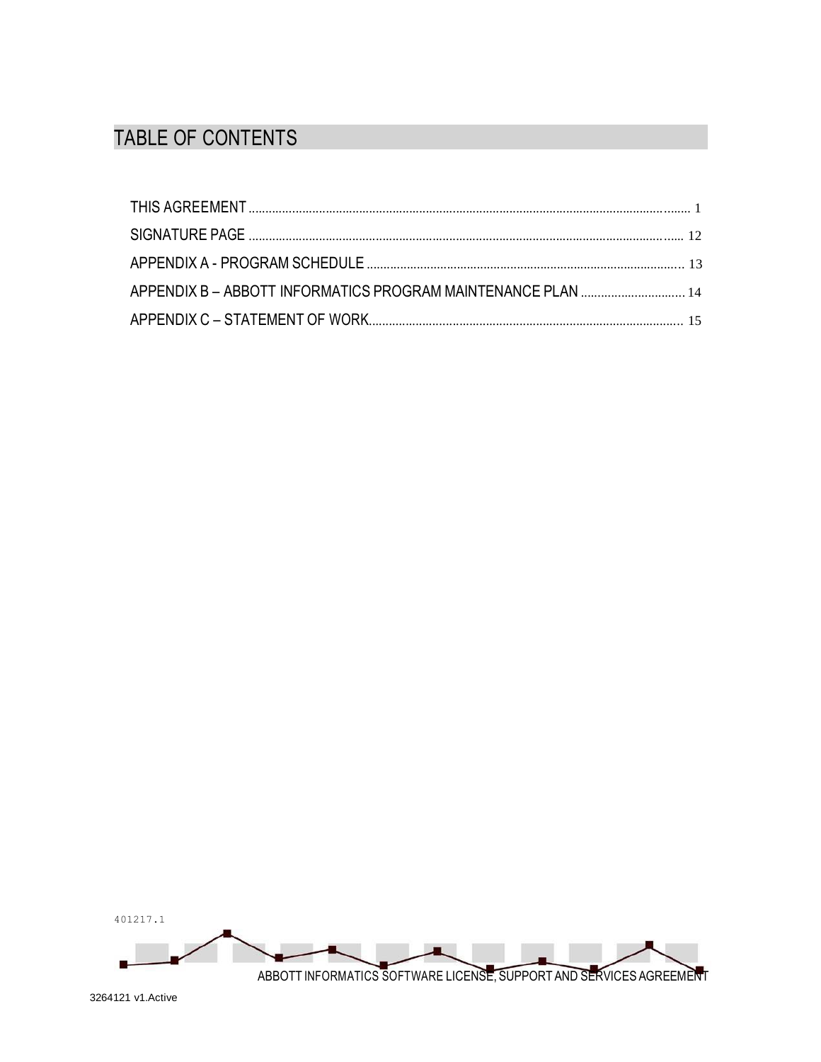# TABLE OF CONTENTS

THIS AGREEMENT ........................................................................................................................................ 1

SIGNATURE PAGE ..................................................................................................................................... 12

APPENDIX A - PROGRAM SCHEDULE ................................................................................................... 13

APPENDIX B – ABBOTT INFORMATICS PROGRAM MAINTENANCE PLAN ................................ 14

APPENDIX C – STATEMENT OF WORK.................................................................................................. 15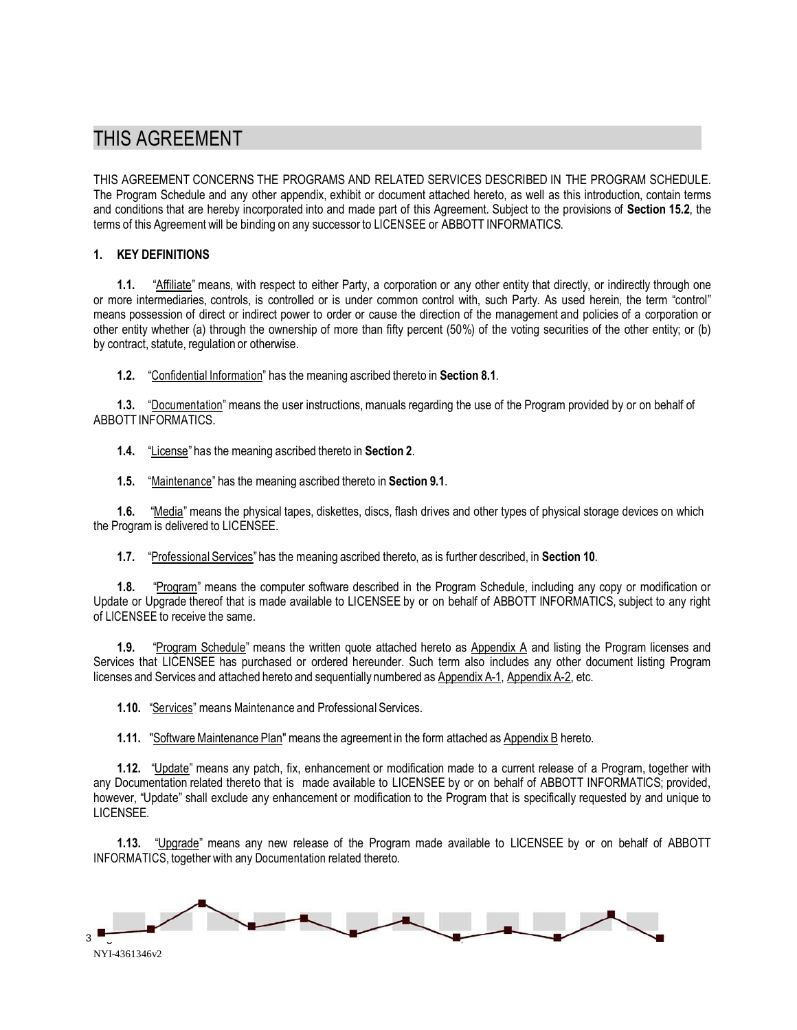# THIS AGREEMENT

THIS AGREEMENT CONCERNS THE PROGRAMS AND RELATED SERVICES DESCRIBED IN THE PROGRAM SCHEDULE. The Program Schedule and any other appendix, exhibit or document attached hereto, as well as this introduction, contain terms and conditions that are hereby incorporated into and made part of this Agreement. Subject to the provisions of **Section 15.2**, the terms of this Agreement will be binding on any successor to LICENSEE or ABBOTT INFORMATICS.

## 1. KEY DEFINITIONS

**1.1.** "Affiliate" means, with respect to either Party, a corporation or any other entity that directly, or indirectly through one or more intermediaries, controls, is controlled or is under common control with, such Party. As used herein, the term "control" means possession of direct or indirect power to order or cause the direction of the management and policies of a corporation or other entity whether (a) through the ownership of more than fifty percent (50%) of the voting securities of the other entity; or (b) by contract, statute, regulation or otherwise.

**1.2.** "Confidential Information" has the meaning ascribed thereto in **Section 8.1**.

**1.3.** "Documentation" means the user instructions, manuals regarding the use of the Program provided by or on behalf of ABBOTT INFORMATICS.

**1.4.** "License" has the meaning ascribed thereto in **Section 2**.

**1.5.** "Maintenance" has the meaning ascribed thereto in **Section 9.1**.

**1.6.** "Media" means the physical tapes, diskettes, discs, flash drives and other types of physical storage devices on which the Program is delivered to LICENSEE.

**1.7.** "Professional Services" has the meaning ascribed thereto, as is further described, in **Section 10**.

**1.8.** "Program" means the computer software described in the Program Schedule, including any copy or modification or Update or Upgrade thereof that is made available to LICENSEE by or on behalf of ABBOTT INFORMATICS, subject to any right of LICENSEE to receive the same.

**1.9.** "Program Schedule" means the written quote attached hereto as Appendix A and listing the Program licenses and Services that LICENSEE has purchased or ordered hereunder. Such term also includes any other document listing Program licenses and Services and attached hereto and sequentially numbered as Appendix A-1, Appendix A-2, etc.

**1.10.** "Services" means Maintenance and Professional Services.

**1.11.** "Software Maintenance Plan" means the agreement in the form attached as Appendix B hereto.

**1.12.** "Update" means any patch, fix, enhancement or modification made to a current release of a Program, together with any Documentation related thereto that is made available to LICENSEE by or on behalf of ABBOTT INFORMATICS; provided, however, "Update" shall exclude any enhancement or modification to the Program that is specifically requested by and unique to LICENSEE.

**1.13.** "Upgrade" means any new release of the Program made available to LICENSEE by or on behalf of ABBOTT INFORMATICS, together with any Documentation related thereto.

NYI-4361346v2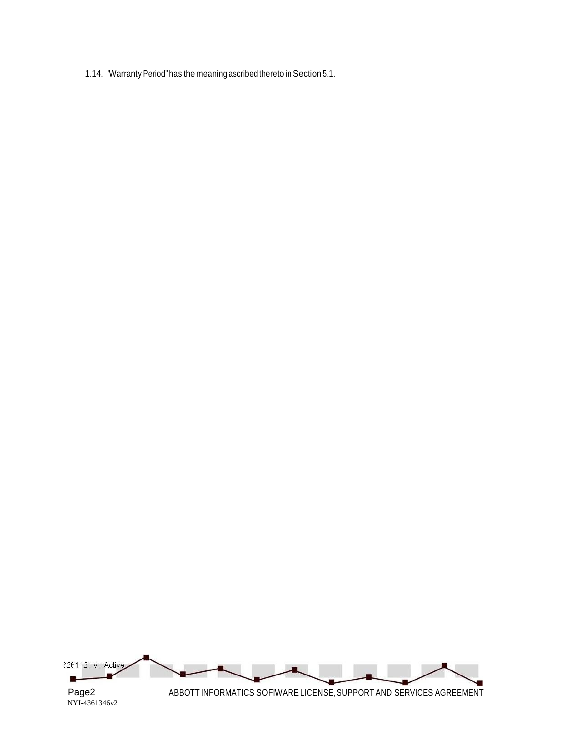1.14. 'Warranty Period" has the meaning ascribed thereto in Section 5.1.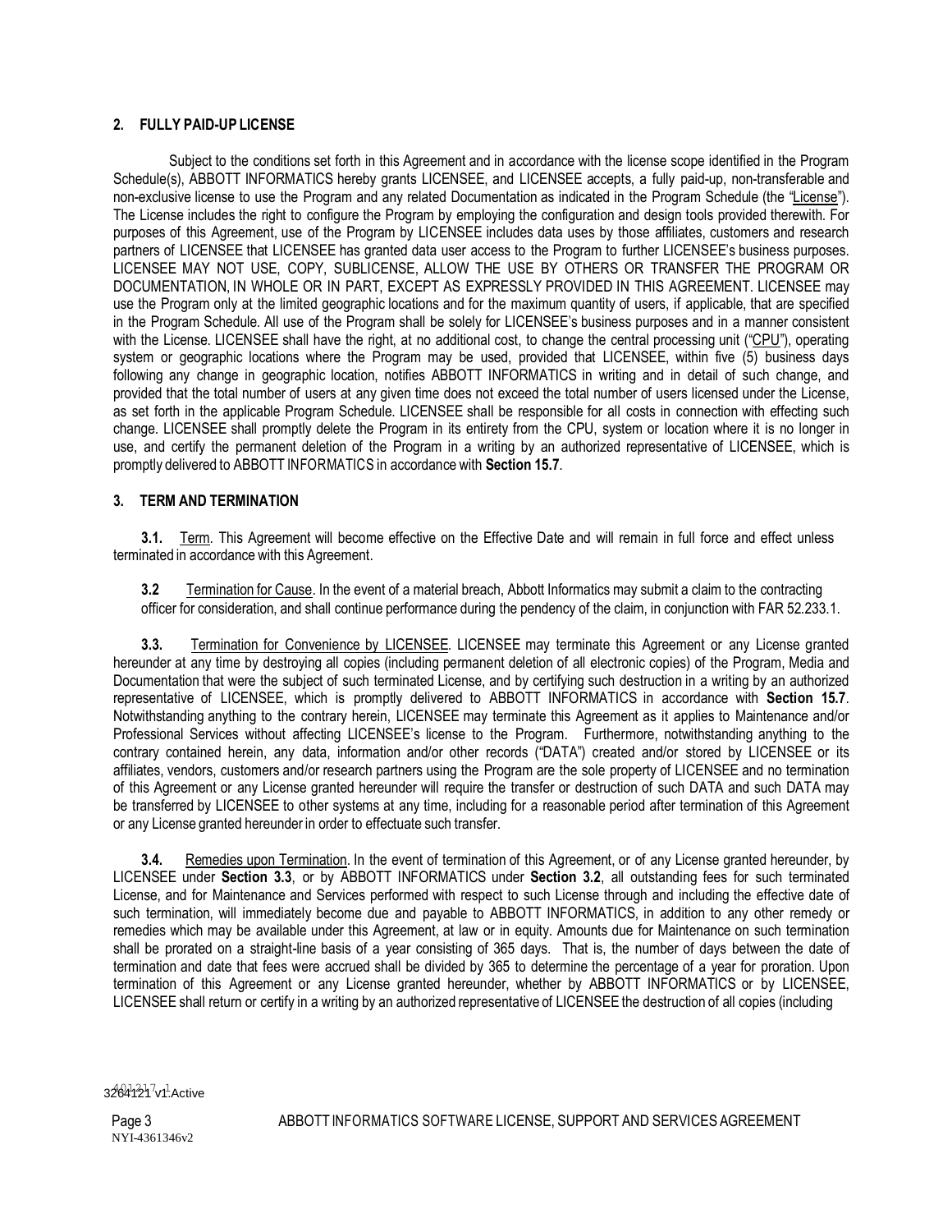## 2. FULLY PAID-UP LICENSE

Subject to the conditions set forth in this Agreement and in accordance with the license scope identified in the Program Schedule(s), ABBOTT INFORMATICS hereby grants LICENSEE, and LICENSEE accepts, a fully paid-up, non-transferable and non-exclusive license to use the Program and any related Documentation as indicated in the Program Schedule (the "License"). The License includes the right to configure the Program by employing the configuration and design tools provided therewith. For purposes of this Agreement, use of the Program by LICENSEE includes data uses by those affiliates, customers and research partners of LICENSEE that LICENSEE has granted data user access to the Program to further LICENSEE's business purposes. LICENSEE MAY NOT USE, COPY, SUBLICENSE, ALLOW THE USE BY OTHERS OR TRANSFER THE PROGRAM OR DOCUMENTATION, IN WHOLE OR IN PART, EXCEPT AS EXPRESSLY PROVIDED IN THIS AGREEMENT. LICENSEE may use the Program only at the limited geographic locations and for the maximum quantity of users, if applicable, that are specified in the Program Schedule. All use of the Program shall be solely for LICENSEE's business purposes and in a manner consistent with the License. LICENSEE shall have the right, at no additional cost, to change the central processing unit ("CPU"), operating system or geographic locations where the Program may be used, provided that LICENSEE, within five (5) business days following any change in geographic location, notifies ABBOTT INFORMATICS in writing and in detail of such change, and provided that the total number of users at any given time does not exceed the total number of users licensed under the License, as set forth in the applicable Program Schedule. LICENSEE shall be responsible for all costs in connection with effecting such change. LICENSEE shall promptly delete the Program in its entirety from the CPU, system or location where it is no longer in use, and certify the permanent deletion of the Program in a writing by an authorized representative of LICENSEE, which is promptly delivered to ABBOTT INFORMATICS in accordance with **Section 15.7**.

## 3. TERM AND TERMINATION

**3.1.** Term. This Agreement will become effective on the Effective Date and will remain in full force and effect unless terminated in accordance with this Agreement.

**3.2** Termination for Cause. In the event of a material breach, Abbott Informatics may submit a claim to the contracting officer for consideration, and shall continue performance during the pendency of the claim, in conjunction with FAR 52.233.1.

**3.3.** Termination for Convenience by LICENSEE. LICENSEE may terminate this Agreement or any License granted hereunder at any time by destroying all copies (including permanent deletion of all electronic copies) of the Program, Media and Documentation that were the subject of such terminated License, and by certifying such destruction in a writing by an authorized representative of LICENSEE, which is promptly delivered to ABBOTT INFORMATICS in accordance with **Section 15.7**. Notwithstanding anything to the contrary herein, LICENSEE may terminate this Agreement as it applies to Maintenance and/or Professional Services without affecting LICENSEE's license to the Program. Furthermore, notwithstanding anything to the contrary contained herein, any data, information and/or other records ("DATA") created and/or stored by LICENSEE or its affiliates, vendors, customers and/or research partners using the Program are the sole property of LICENSEE and no termination of this Agreement or any License granted hereunder will require the transfer or destruction of such DATA and such DATA may be transferred by LICENSEE to other systems at any time, including for a reasonable period after termination of this Agreement or any License granted hereunder in order to effectuate such transfer.

**3.4.** Remedies upon Termination. In the event of termination of this Agreement, or of any License granted hereunder, by LICENSEE under **Section 3.3**, or by ABBOTT INFORMATICS under **Section 3.2**, all outstanding fees for such terminated License, and for Maintenance and Services performed with respect to such License through and including the effective date of such termination, will immediately become due and payable to ABBOTT INFORMATICS, in addition to any other remedy or remedies which may be available under this Agreement, at law or in equity. Amounts due for Maintenance on such termination shall be prorated on a straight-line basis of a year consisting of 365 days. That is, the number of days between the date of termination and date that fees were accrued shall be divided by 365 to determine the percentage of a year for proration. Upon termination of this Agreement or any License granted hereunder, whether by ABBOTT INFORMATICS or by LICENSEE, LICENSEE shall return or certify in a writing by an authorized representative of LICENSEE the destruction of all copies (including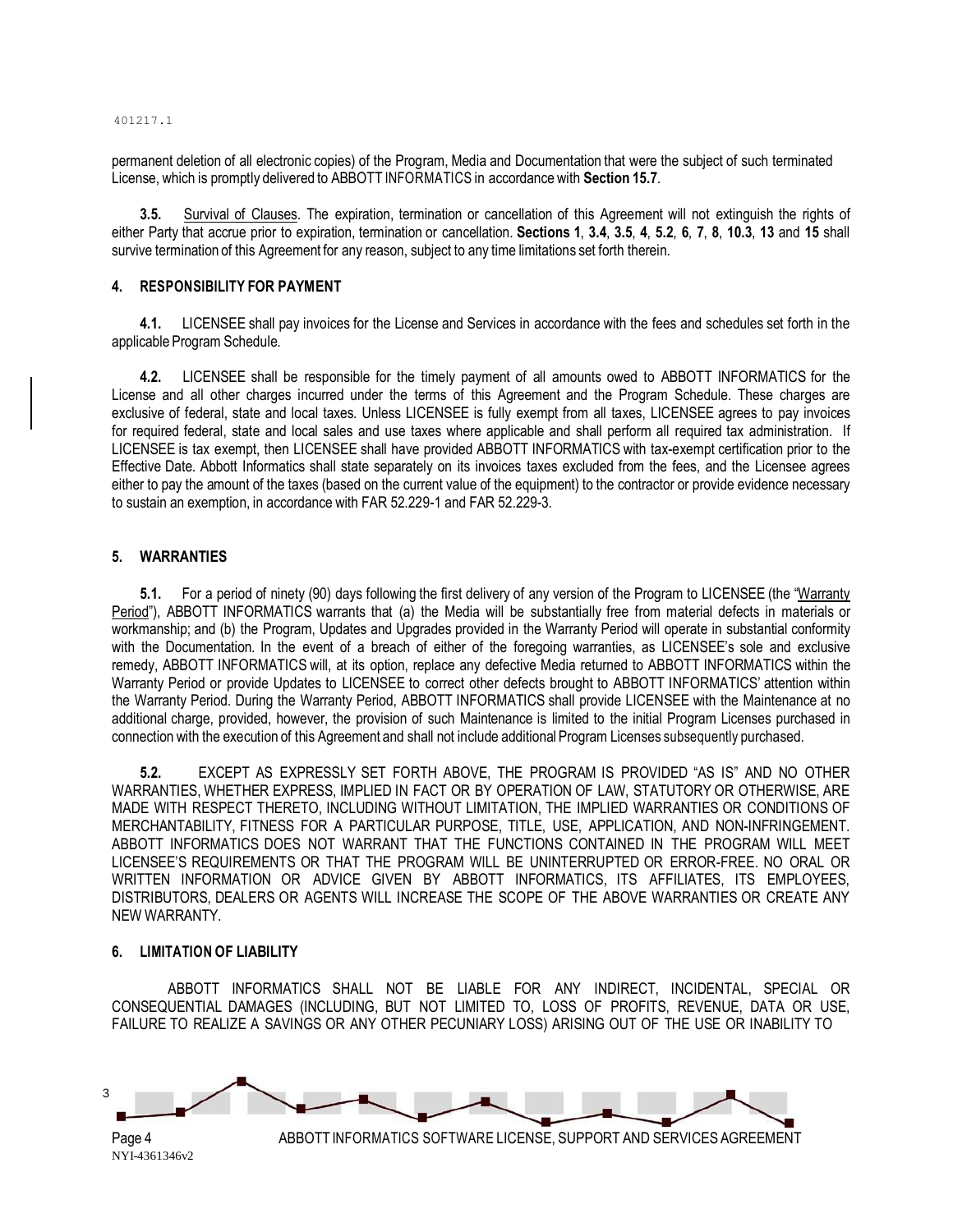permanent deletion of all electronic copies) of the Program, Media and Documentation that were the subject of such terminated License, which is promptly delivered to ABBOTT INFORMATICS in accordance with **Section 15.7**.

**3.5.** Survival of Clauses. The expiration, termination or cancellation of this Agreement will not extinguish the rights of either Party that accrue prior to expiration, termination or cancellation. **Sections 1**, **3.4**, **3.5**, **4**, **5.2**, **6**, **7**, **8**, **10.3**, **13** and **15** shall survive termination of this Agreement for any reason, subject to any time limitations set forth therein.

## 4. RESPONSIBILITY FOR PAYMENT

**4.1.** LICENSEE shall pay invoices for the License and Services in accordance with the fees and schedules set forth in the applicable Program Schedule.

**4.2.** LICENSEE shall be responsible for the timely payment of all amounts owed to ABBOTT INFORMATICS for the License and all other charges incurred under the terms of this Agreement and the Program Schedule. These charges are exclusive of federal, state and local taxes. Unless LICENSEE is fully exempt from all taxes, LICENSEE agrees to pay invoices for required federal, state and local sales and use taxes where applicable and shall perform all required tax administration. If LICENSEE is tax exempt, then LICENSEE shall have provided ABBOTT INFORMATICS with tax-exempt certification prior to the Effective Date. Abbott Informatics shall state separately on its invoices taxes excluded from the fees, and the Licensee agrees either to pay the amount of the taxes (based on the current value of the equipment) to the contractor or provide evidence necessary to sustain an exemption, in accordance with FAR 52.229-1 and FAR 52.229-3.

## 5. WARRANTIES

**5.1.** For a period of ninety (90) days following the first delivery of any version of the Program to LICENSEE (the "Warranty Period"), ABBOTT INFORMATICS warrants that (a) the Media will be substantially free from material defects in materials or workmanship; and (b) the Program, Updates and Upgrades provided in the Warranty Period will operate in substantial conformity with the Documentation. In the event of a breach of either of the foregoing warranties, as LICENSEE's sole and exclusive remedy, ABBOTT INFORMATICS will, at its option, replace any defective Media returned to ABBOTT INFORMATICS within the Warranty Period or provide Updates to LICENSEE to correct other defects brought to ABBOTT INFORMATICS' attention within the Warranty Period. During the Warranty Period, ABBOTT INFORMATICS shall provide LICENSEE with the Maintenance at no additional charge, provided, however, the provision of such Maintenance is limited to the initial Program Licenses purchased in connection with the execution of this Agreement and shall not include additional Program Licenses subsequently purchased.

**5.2.** EXCEPT AS EXPRESSLY SET FORTH ABOVE, THE PROGRAM IS PROVIDED "AS IS" AND NO OTHER WARRANTIES, WHETHER EXPRESS, IMPLIED IN FACT OR BY OPERATION OF LAW, STATUTORY OR OTHERWISE, ARE MADE WITH RESPECT THERETO, INCLUDING WITHOUT LIMITATION, THE IMPLIED WARRANTIES OR CONDITIONS OF MERCHANTABILITY, FITNESS FOR A PARTICULAR PURPOSE, TITLE, USE, APPLICATION, AND NON-INFRINGEMENT. ABBOTT INFORMATICS DOES NOT WARRANT THAT THE FUNCTIONS CONTAINED IN THE PROGRAM WILL MEET LICENSEE'S REQUIREMENTS OR THAT THE PROGRAM WILL BE UNINTERRUPTED OR ERROR-FREE. NO ORAL OR WRITTEN INFORMATION OR ADVICE GIVEN BY ABBOTT INFORMATICS, ITS AFFILIATES, ITS EMPLOYEES, DISTRIBUTORS, DEALERS OR AGENTS WILL INCREASE THE SCOPE OF THE ABOVE WARRANTIES OR CREATE ANY NEW WARRANTY.

## 6. LIMITATION OF LIABILITY

ABBOTT INFORMATICS SHALL NOT BE LIABLE FOR ANY INDIRECT, INCIDENTAL, SPECIAL OR CONSEQUENTIAL DAMAGES (INCLUDING, BUT NOT LIMITED TO, LOSS OF PROFITS, REVENUE, DATA OR USE, FAILURE TO REALIZE A SAVINGS OR ANY OTHER PECUNIARY LOSS) ARISING OUT OF THE USE OR INABILITY TO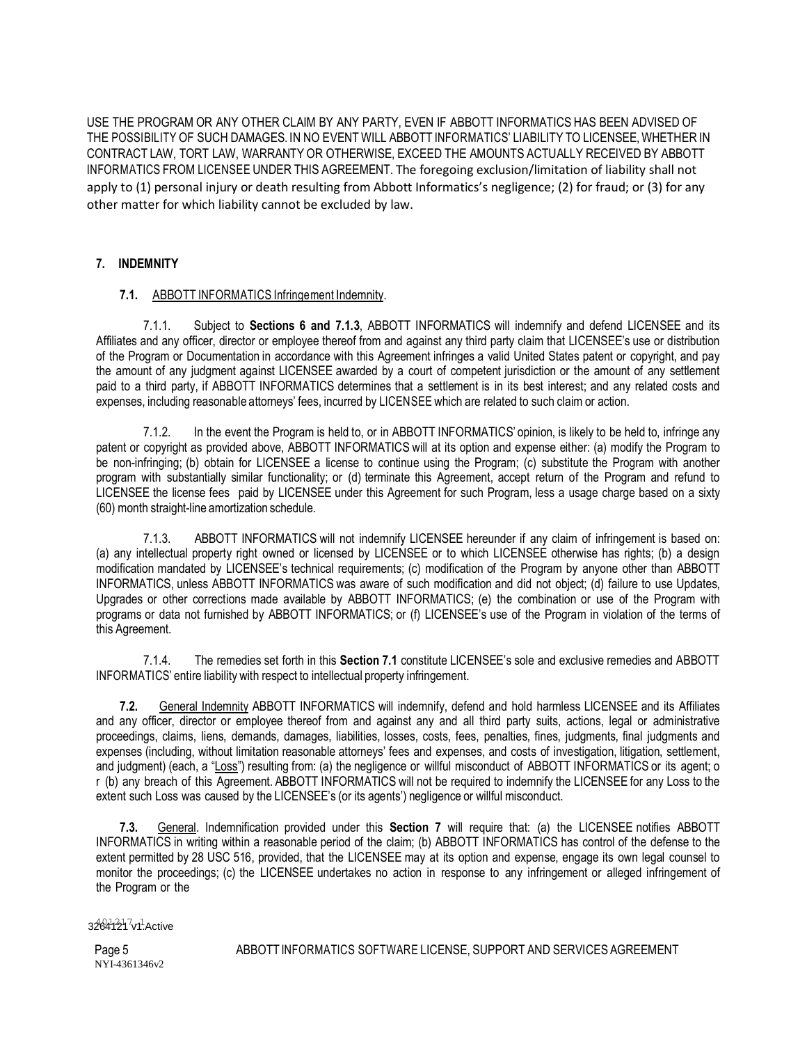USE THE PROGRAM OR ANY OTHER CLAIM BY ANY PARTY, EVEN IF ABBOTT INFORMATICS HAS BEEN ADVISED OF THE POSSIBILITY OF SUCH DAMAGES. IN NO EVENT WILL ABBOTT INFORMATICS' LIABILITY TO LICENSEE, WHETHER IN CONTRACT LAW, TORT LAW, WARRANTY OR OTHERWISE, EXCEED THE AMOUNTS ACTUALLY RECEIVED BY ABBOTT INFORMATICS FROM LICENSEE UNDER THIS AGREEMENT. The foregoing exclusion/limitation of liability shall not apply to (1) personal injury or death resulting from Abbott Informatics's negligence; (2) for fraud; or (3) for any other matter for which liability cannot be excluded by law.

## 7. INDEMNITY

**7.1.** ABBOTT INFORMATICS Infringement Indemnity.

7.1.1. Subject to **Sections 6 and 7.1.3**, ABBOTT INFORMATICS will indemnify and defend LICENSEE and its Affiliates and any officer, director or employee thereof from and against any third party claim that LICENSEE's use or distribution of the Program or Documentation in accordance with this Agreement infringes a valid United States patent or copyright, and pay the amount of any judgment against LICENSEE awarded by a court of competent jurisdiction or the amount of any settlement paid to a third party, if ABBOTT INFORMATICS determines that a settlement is in its best interest; and any related costs and expenses, including reasonable attorneys' fees, incurred by LICENSEE which are related to such claim or action.

7.1.2. In the event the Program is held to, or in ABBOTT INFORMATICS' opinion, is likely to be held to, infringe any patent or copyright as provided above, ABBOTT INFORMATICS will at its option and expense either: (a) modify the Program to be non-infringing; (b) obtain for LICENSEE a license to continue using the Program; (c) substitute the Program with another program with substantially similar functionality; or (d) terminate this Agreement, accept return of the Program and refund to LICENSEE the license fees paid by LICENSEE under this Agreement for such Program, less a usage charge based on a sixty (60) month straight-line amortization schedule.

7.1.3. ABBOTT INFORMATICS will not indemnify LICENSEE hereunder if any claim of infringement is based on: (a) any intellectual property right owned or licensed by LICENSEE or to which LICENSEE otherwise has rights; (b) a design modification mandated by LICENSEE's technical requirements; (c) modification of the Program by anyone other than ABBOTT INFORMATICS, unless ABBOTT INFORMATICS was aware of such modification and did not object; (d) failure to use Updates, Upgrades or other corrections made available by ABBOTT INFORMATICS; (e) the combination or use of the Program with programs or data not furnished by ABBOTT INFORMATICS; or (f) LICENSEE's use of the Program in violation of the terms of this Agreement.

7.1.4. The remedies set forth in this **Section 7.1** constitute LICENSEE's sole and exclusive remedies and ABBOTT INFORMATICS' entire liability with respect to intellectual property infringement.

**7.2.** General Indemnity ABBOTT INFORMATICS will indemnify, defend and hold harmless LICENSEE and its Affiliates and any officer, director or employee thereof from and against any and all third party suits, actions, legal or administrative proceedings, claims, liens, demands, damages, liabilities, losses, costs, fees, penalties, fines, judgments, final judgments and expenses (including, without limitation reasonable attorneys' fees and expenses, and costs of investigation, litigation, settlement, and judgment) (each, a "Loss") resulting from: (a) the negligence or willful misconduct of ABBOTT INFORMATICS or its agent; o r (b) any breach of this Agreement. ABBOTT INFORMATICS will not be required to indemnify the LICENSEE for any Loss to the extent such Loss was caused by the LICENSEE's (or its agents') negligence or willful misconduct.

**7.3.** General. Indemnification provided under this **Section 7** will require that: (a) the LICENSEE notifies ABBOTT INFORMATICS in writing within a reasonable period of the claim; (b) ABBOTT INFORMATICS has control of the defense to the extent permitted by 28 USC 516, provided, that the LICENSEE may at its option and expense, engage its own legal counsel to monitor the proceedings; (c) the LICENSEE undertakes no action in response to any infringement or alleged infringement of the Program or the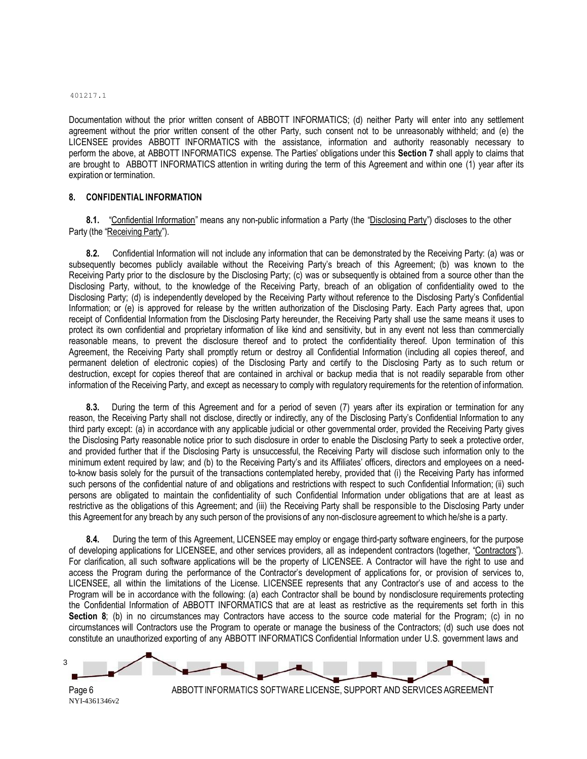Documentation without the prior written consent of ABBOTT INFORMATICS; (d) neither Party will enter into any settlement agreement without the prior written consent of the other Party, such consent not to be unreasonably withheld; and (e) the LICENSEE provides ABBOTT INFORMATICS with the assistance, information and authority reasonably necessary to perform the above, at ABBOTT INFORMATICS expense. The Parties' obligations under this **Section 7** shall apply to claims that are brought to ABBOTT INFORMATICS attention in writing during the term of this Agreement and within one (1) year after its expiration or termination.

## 8. CONFIDENTIAL INFORMATION

**8.1.** "Confidential Information" means any non-public information a Party (the "Disclosing Party") discloses to the other Party (the "Receiving Party").

**8.2.** Confidential Information will not include any information that can be demonstrated by the Receiving Party: (a) was or subsequently becomes publicly available without the Receiving Party's breach of this Agreement; (b) was known to the Receiving Party prior to the disclosure by the Disclosing Party; (c) was or subsequently is obtained from a source other than the Disclosing Party, without, to the knowledge of the Receiving Party, breach of an obligation of confidentiality owed to the Disclosing Party; (d) is independently developed by the Receiving Party without reference to the Disclosing Party's Confidential Information; or (e) is approved for release by the written authorization of the Disclosing Party. Each Party agrees that, upon receipt of Confidential Information from the Disclosing Party hereunder, the Receiving Party shall use the same means it uses to protect its own confidential and proprietary information of like kind and sensitivity, but in any event not less than commercially reasonable means, to prevent the disclosure thereof and to protect the confidentiality thereof. Upon termination of this Agreement, the Receiving Party shall promptly return or destroy all Confidential Information (including all copies thereof, and permanent deletion of electronic copies) of the Disclosing Party and certify to the Disclosing Party as to such return or destruction, except for copies thereof that are contained in archival or backup media that is not readily separable from other information of the Receiving Party, and except as necessary to comply with regulatory requirements for the retention of information.

**8.3.** During the term of this Agreement and for a period of seven (7) years after its expiration or termination for any reason, the Receiving Party shall not disclose, directly or indirectly, any of the Disclosing Party's Confidential Information to any third party except: (a) in accordance with any applicable judicial or other governmental order, provided the Receiving Party gives the Disclosing Party reasonable notice prior to such disclosure in order to enable the Disclosing Party to seek a protective order, and provided further that if the Disclosing Party is unsuccessful, the Receiving Party will disclose such information only to the minimum extent required by law; and (b) to the Receiving Party's and its Affiliates' officers, directors and employees on a need-to-know basis solely for the pursuit of the transactions contemplated hereby, provided that (i) the Receiving Party has informed such persons of the confidential nature of and obligations and restrictions with respect to such Confidential Information; (ii) such persons are obligated to maintain the confidentiality of such Confidential Information under obligations that are at least as restrictive as the obligations of this Agreement; and (iii) the Receiving Party shall be responsible to the Disclosing Party under this Agreement for any breach by any such person of the provisions of any non-disclosure agreement to which he/she is a party.

**8.4.** During the term of this Agreement, LICENSEE may employ or engage third-party software engineers, for the purpose of developing applications for LICENSEE, and other services providers, all as independent contractors (together, "Contractors"). For clarification, all such software applications will be the property of LICENSEE. A Contractor will have the right to use and access the Program during the performance of the Contractor's development of applications for, or provision of services to, LICENSEE, all within the limitations of the License. LICENSEE represents that any Contractor's use of and access to the Program will be in accordance with the following: (a) each Contractor shall be bound by nondisclosure requirements protecting the Confidential Information of ABBOTT INFORMATICS that are at least as restrictive as the requirements set forth in this **Section 8**; (b) in no circumstances may Contractors have access to the source code material for the Program; (c) in no circumstances will Contractors use the Program to operate or manage the business of the Contractors; (d) such use does not constitute an unauthorized exporting of any ABBOTT INFORMATICS Confidential Information under U.S. government laws and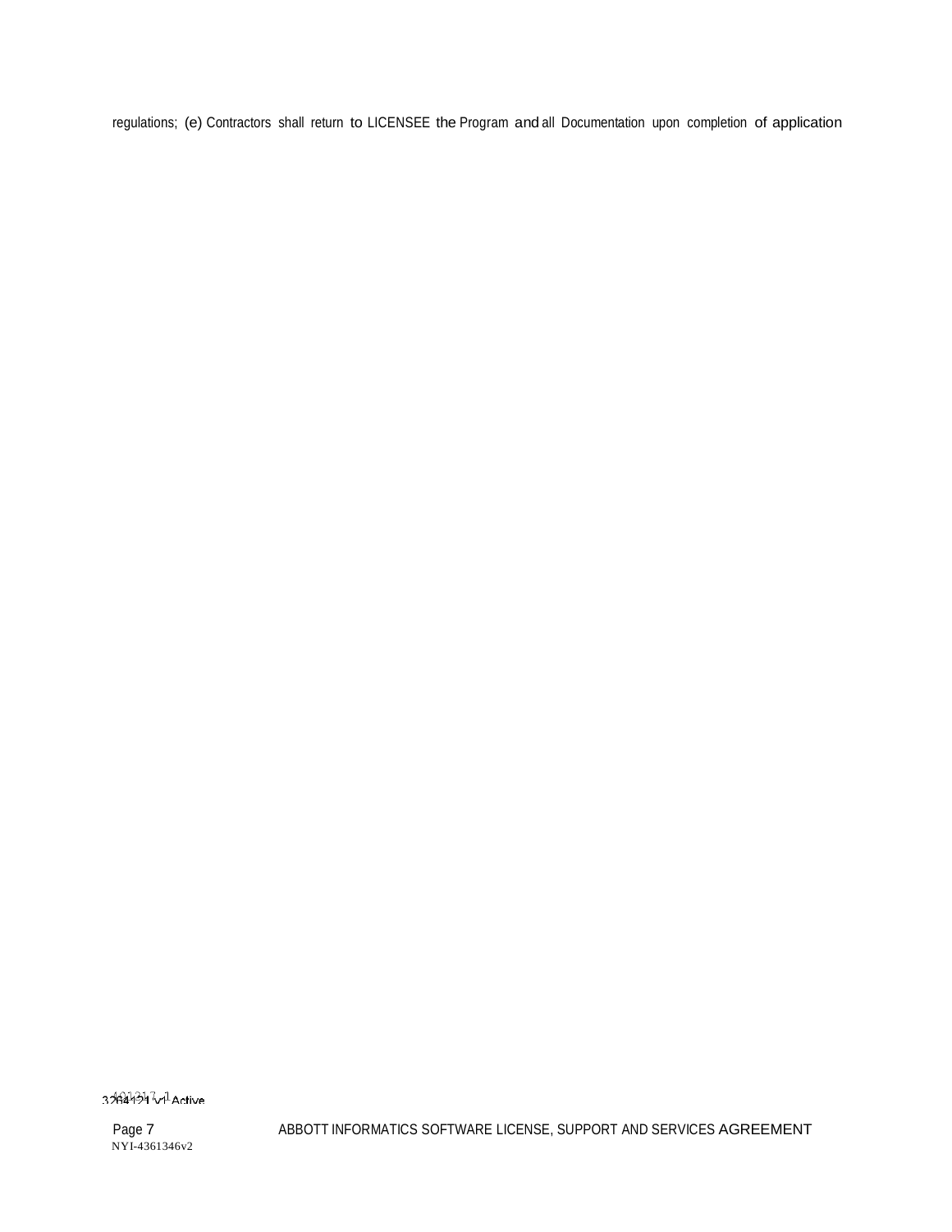regulations; (e) Contractors shall return to LICENSEE the Program and all Documentation upon completion of application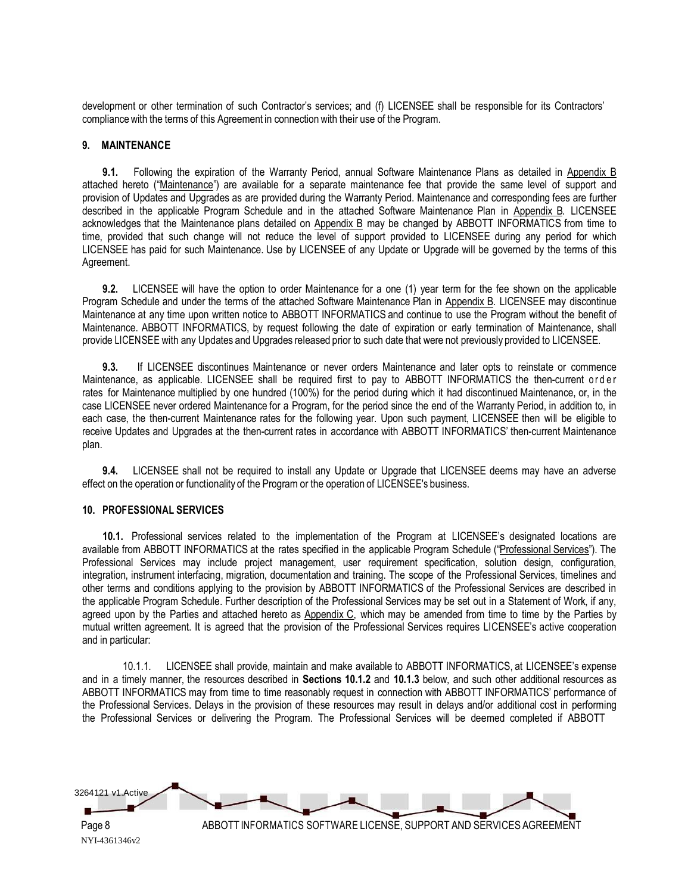development or other termination of such Contractor's services; and (f) LICENSEE shall be responsible for its Contractors' compliance with the terms of this Agreement in connection with their use of the Program.

## 9. MAINTENANCE

**9.1.** Following the expiration of the Warranty Period, annual Software Maintenance Plans as detailed in Appendix B attached hereto ("Maintenance") are available for a separate maintenance fee that provide the same level of support and provision of Updates and Upgrades as are provided during the Warranty Period. Maintenance and corresponding fees are further described in the applicable Program Schedule and in the attached Software Maintenance Plan in Appendix B. LICENSEE acknowledges that the Maintenance plans detailed on Appendix B may be changed by ABBOTT INFORMATICS from time to time, provided that such change will not reduce the level of support provided to LICENSEE during any period for which LICENSEE has paid for such Maintenance. Use by LICENSEE of any Update or Upgrade will be governed by the terms of this Agreement.

**9.2.** LICENSEE will have the option to order Maintenance for a one (1) year term for the fee shown on the applicable Program Schedule and under the terms of the attached Software Maintenance Plan in Appendix B. LICENSEE may discontinue Maintenance at any time upon written notice to ABBOTT INFORMATICS and continue to use the Program without the benefit of Maintenance. ABBOTT INFORMATICS, by request following the date of expiration or early termination of Maintenance, shall provide LICENSEE with any Updates and Upgrades released prior to such date that were not previously provided to LICENSEE.

**9.3.** If LICENSEE discontinues Maintenance or never orders Maintenance and later opts to reinstate or commence Maintenance, as applicable. LICENSEE shall be required first to pay to ABBOTT INFORMATICS the then-current order rates for Maintenance multiplied by one hundred (100%) for the period during which it had discontinued Maintenance, or, in the case LICENSEE never ordered Maintenance for a Program, for the period since the end of the Warranty Period, in addition to, in each case, the then-current Maintenance rates for the following year. Upon such payment, LICENSEE then will be eligible to receive Updates and Upgrades at the then-current rates in accordance with ABBOTT INFORMATICS' then-current Maintenance plan.

**9.4.** LICENSEE shall not be required to install any Update or Upgrade that LICENSEE deems may have an adverse effect on the operation or functionality of the Program or the operation of LICENSEE's business.

## 10. PROFESSIONAL SERVICES

**10.1.** Professional services related to the implementation of the Program at LICENSEE's designated locations are available from ABBOTT INFORMATICS at the rates specified in the applicable Program Schedule ("Professional Services"). The Professional Services may include project management, user requirement specification, solution design, configuration, integration, instrument interfacing, migration, documentation and training. The scope of the Professional Services, timelines and other terms and conditions applying to the provision by ABBOTT INFORMATICS of the Professional Services are described in the applicable Program Schedule. Further description of the Professional Services may be set out in a Statement of Work, if any, agreed upon by the Parties and attached hereto as Appendix C, which may be amended from time to time by the Parties by mutual written agreement. It is agreed that the provision of the Professional Services requires LICENSEE's active cooperation and in particular:

10.1.1. LICENSEE shall provide, maintain and make available to ABBOTT INFORMATICS, at LICENSEE's expense and in a timely manner, the resources described in **Sections 10.1.2** and **10.1.3** below, and such other additional resources as ABBOTT INFORMATICS may from time to time reasonably request in connection with ABBOTT INFORMATICS' performance of the Professional Services. Delays in the provision of these resources may result in delays and/or additional cost in performing the Professional Services or delivering the Program. The Professional Services will be deemed completed if ABBOTT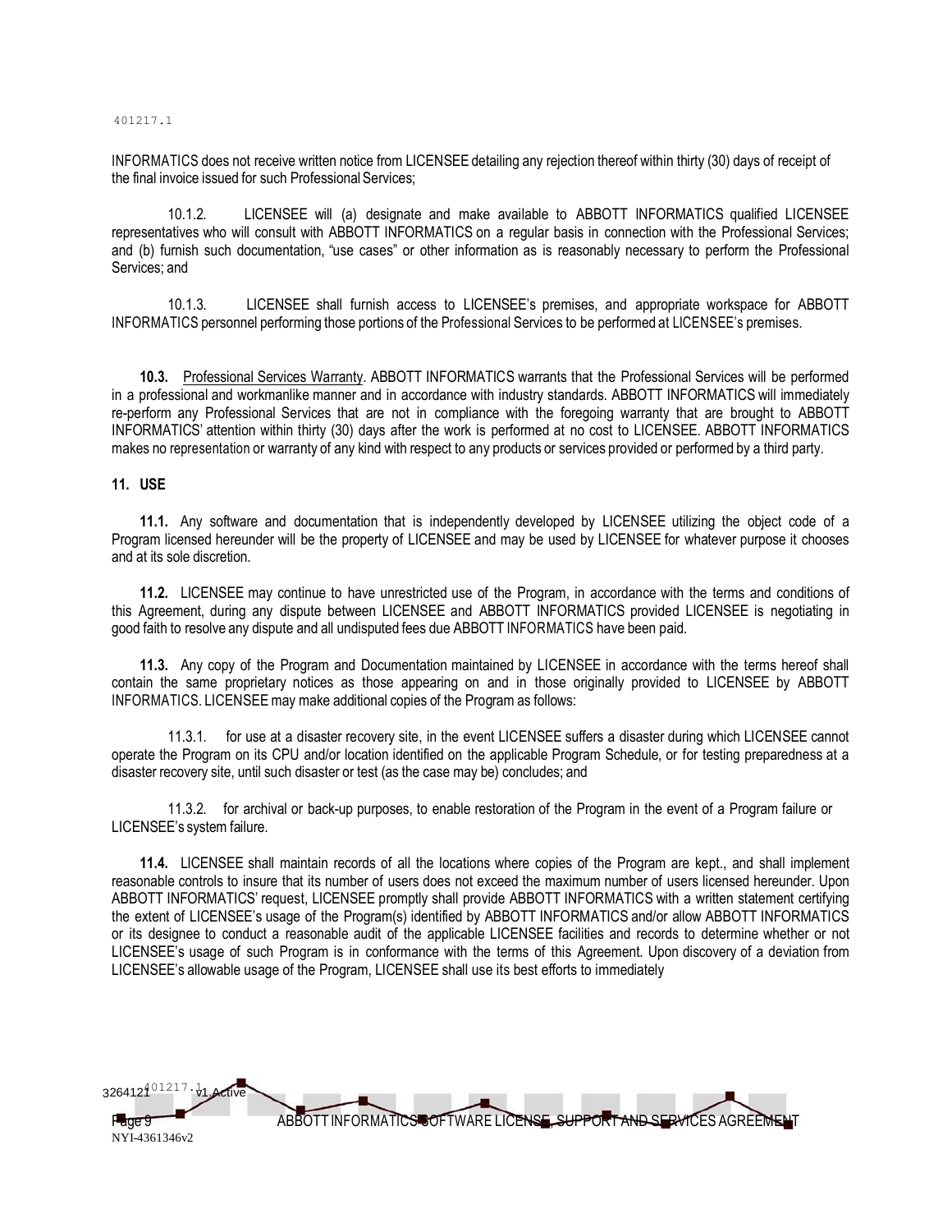INFORMATICS does not receive written notice from LICENSEE detailing any rejection thereof within thirty (30) days of receipt of the final invoice issued for such Professional Services;

10.1.2. LICENSEE will (a) designate and make available to ABBOTT INFORMATICS qualified LICENSEE representatives who will consult with ABBOTT INFORMATICS on a regular basis in connection with the Professional Services; and (b) furnish such documentation, "use cases" or other information as is reasonably necessary to perform the Professional Services; and

10.1.3. LICENSEE shall furnish access to LICENSEE's premises, and appropriate workspace for ABBOTT INFORMATICS personnel performing those portions of the Professional Services to be performed at LICENSEE's premises.

**10.3.** Professional Services Warranty. ABBOTT INFORMATICS warrants that the Professional Services will be performed in a professional and workmanlike manner and in accordance with industry standards. ABBOTT INFORMATICS will immediately re-perform any Professional Services that are not in compliance with the foregoing warranty that are brought to ABBOTT INFORMATICS' attention within thirty (30) days after the work is performed at no cost to LICENSEE. ABBOTT INFORMATICS makes no representation or warranty of any kind with respect to any products or services provided or performed by a third party.

**11. USE**

**11.1.** Any software and documentation that is independently developed by LICENSEE utilizing the object code of a Program licensed hereunder will be the property of LICENSEE and may be used by LICENSEE for whatever purpose it chooses and at its sole discretion.

**11.2.** LICENSEE may continue to have unrestricted use of the Program, in accordance with the terms and conditions of this Agreement, during any dispute between LICENSEE and ABBOTT INFORMATICS provided LICENSEE is negotiating in good faith to resolve any dispute and all undisputed fees due ABBOTT INFORMATICS have been paid.

**11.3.** Any copy of the Program and Documentation maintained by LICENSEE in accordance with the terms hereof shall contain the same proprietary notices as those appearing on and in those originally provided to LICENSEE by ABBOTT INFORMATICS. LICENSEE may make additional copies of the Program as follows:

11.3.1. for use at a disaster recovery site, in the event LICENSEE suffers a disaster during which LICENSEE cannot operate the Program on its CPU and/or location identified on the applicable Program Schedule, or for testing preparedness at a disaster recovery site, until such disaster or test (as the case may be) concludes; and

11.3.2. for archival or back-up purposes, to enable restoration of the Program in the event of a Program failure or LICENSEE's system failure.

**11.4.** LICENSEE shall maintain records of all the locations where copies of the Program are kept., and shall implement reasonable controls to insure that its number of users does not exceed the maximum number of users licensed hereunder. Upon ABBOTT INFORMATICS' request, LICENSEE promptly shall provide ABBOTT INFORMATICS with a written statement certifying the extent of LICENSEE's usage of the Program(s) identified by ABBOTT INFORMATICS and/or allow ABBOTT INFORMATICS or its designee to conduct a reasonable audit of the applicable LICENSEE facilities and records to determine whether or not LICENSEE's usage of such Program is in conformance with the terms of this Agreement. Upon discovery of a deviation from LICENSEE's allowable usage of the Program, LICENSEE shall use its best efforts to immediately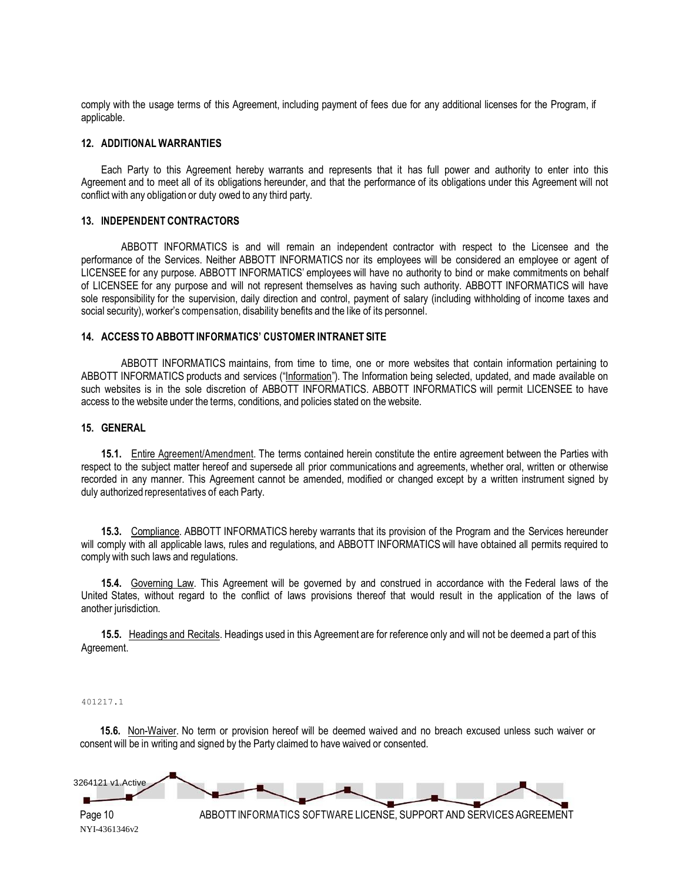comply with the usage terms of this Agreement, including payment of fees due for any additional licenses for the Program, if applicable.

## 12. ADDITIONAL WARRANTIES

Each Party to this Agreement hereby warrants and represents that it has full power and authority to enter into this Agreement and to meet all of its obligations hereunder, and that the performance of its obligations under this Agreement will not conflict with any obligation or duty owed to any third party.

## 13. INDEPENDENT CONTRACTORS

ABBOTT INFORMATICS is and will remain an independent contractor with respect to the Licensee and the performance of the Services. Neither ABBOTT INFORMATICS nor its employees will be considered an employee or agent of LICENSEE for any purpose. ABBOTT INFORMATICS' employees will have no authority to bind or make commitments on behalf of LICENSEE for any purpose and will not represent themselves as having such authority. ABBOTT INFORMATICS will have sole responsibility for the supervision, daily direction and control, payment of salary (including withholding of income taxes and social security), worker's compensation, disability benefits and the like of its personnel.

## 14. ACCESS TO ABBOTT INFORMATICS' CUSTOMER INTRANET SITE

ABBOTT INFORMATICS maintains, from time to time, one or more websites that contain information pertaining to ABBOTT INFORMATICS products and services ("Information"). The Information being selected, updated, and made available on such websites is in the sole discretion of ABBOTT INFORMATICS. ABBOTT INFORMATICS will permit LICENSEE to have access to the website under the terms, conditions, and policies stated on the website.

## 15. GENERAL

**15.1.** Entire Agreement/Amendment. The terms contained herein constitute the entire agreement between the Parties with respect to the subject matter hereof and supersede all prior communications and agreements, whether oral, written or otherwise recorded in any manner. This Agreement cannot be amended, modified or changed except by a written instrument signed by duly authorized representatives of each Party.

**15.3.** Compliance. ABBOTT INFORMATICS hereby warrants that its provision of the Program and the Services hereunder will comply with all applicable laws, rules and regulations, and ABBOTT INFORMATICS will have obtained all permits required to comply with such laws and regulations.

**15.4.** Governing Law. This Agreement will be governed by and construed in accordance with the Federal laws of the United States, without regard to the conflict of laws provisions thereof that would result in the application of the laws of another jurisdiction.

**15.5.** Headings and Recitals. Headings used in this Agreement are for reference only and will not be deemed a part of this Agreement.

**15.6.** Non-Waiver. No term or provision hereof will be deemed waived and no breach excused unless such waiver or consent will be in writing and signed by the Party claimed to have waived or consented.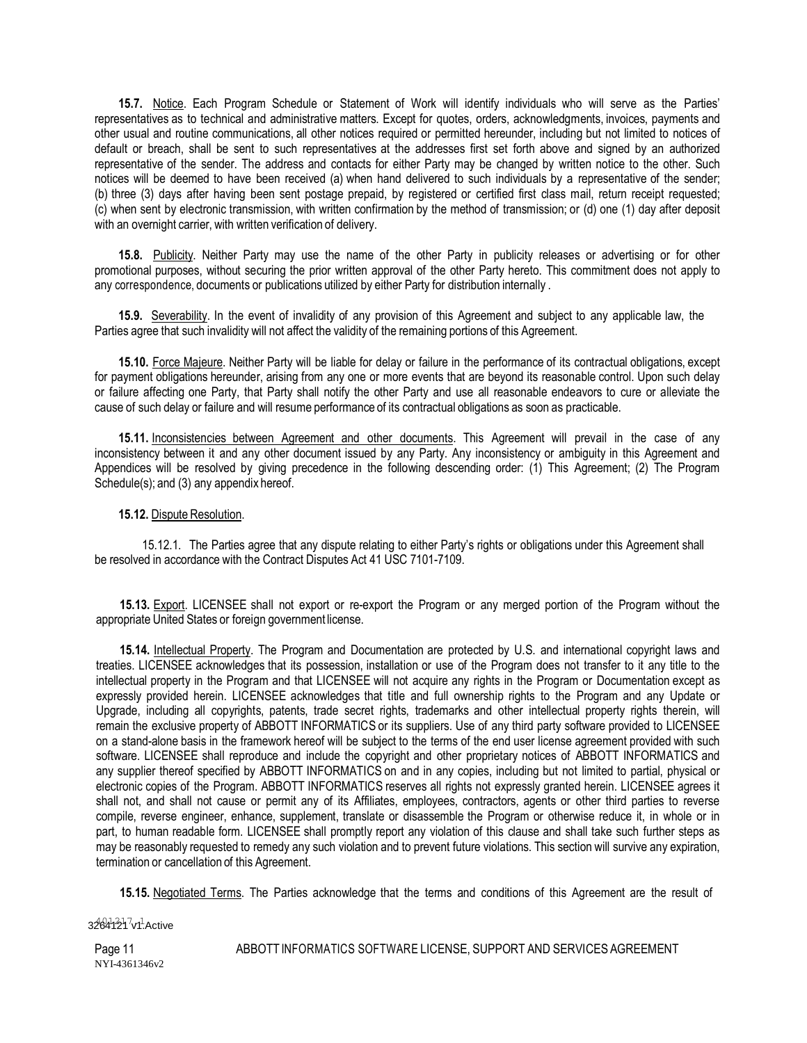**15.7.** Notice. Each Program Schedule or Statement of Work will identify individuals who will serve as the Parties' representatives as to technical and administrative matters. Except for quotes, orders, acknowledgments, invoices, payments and other usual and routine communications, all other notices required or permitted hereunder, including but not limited to notices of default or breach, shall be sent to such representatives at the addresses first set forth above and signed by an authorized representative of the sender. The address and contacts for either Party may be changed by written notice to the other. Such notices will be deemed to have been received (a) when hand delivered to such individuals by a representative of the sender; (b) three (3) days after having been sent postage prepaid, by registered or certified first class mail, return receipt requested; (c) when sent by electronic transmission, with written confirmation by the method of transmission; or (d) one (1) day after deposit with an overnight carrier, with written verification of delivery.

**15.8.** Publicity. Neither Party may use the name of the other Party in publicity releases or advertising or for other promotional purposes, without securing the prior written approval of the other Party hereto. This commitment does not apply to any correspondence, documents or publications utilized by either Party for distribution internally .

**15.9.** Severability. In the event of invalidity of any provision of this Agreement and subject to any applicable law, the Parties agree that such invalidity will not affect the validity of the remaining portions of this Agreement.

**15.10.** Force Majeure. Neither Party will be liable for delay or failure in the performance of its contractual obligations, except for payment obligations hereunder, arising from any one or more events that are beyond its reasonable control. Upon such delay or failure affecting one Party, that Party shall notify the other Party and use all reasonable endeavors to cure or alleviate the cause of such delay or failure and will resume performance of its contractual obligations as soon as practicable.

**15.11.** Inconsistencies between Agreement and other documents. This Agreement will prevail in the case of any inconsistency between it and any other document issued by any Party. Any inconsistency or ambiguity in this Agreement and Appendices will be resolved by giving precedence in the following descending order: (1) This Agreement; (2) The Program Schedule(s); and (3) any appendix hereof.

**15.12.** Dispute Resolution.

15.12.1. The Parties agree that any dispute relating to either Party's rights or obligations under this Agreement shall be resolved in accordance with the Contract Disputes Act 41 USC 7101-7109.

**15.13.** Export. LICENSEE shall not export or re-export the Program or any merged portion of the Program without the appropriate United States or foreign government license.

**15.14.** Intellectual Property. The Program and Documentation are protected by U.S. and international copyright laws and treaties. LICENSEE acknowledges that its possession, installation or use of the Program does not transfer to it any title to the intellectual property in the Program and that LICENSEE will not acquire any rights in the Program or Documentation except as expressly provided herein. LICENSEE acknowledges that title and full ownership rights to the Program and any Update or Upgrade, including all copyrights, patents, trade secret rights, trademarks and other intellectual property rights therein, will remain the exclusive property of ABBOTT INFORMATICS or its suppliers. Use of any third party software provided to LICENSEE on a stand-alone basis in the framework hereof will be subject to the terms of the end user license agreement provided with such software. LICENSEE shall reproduce and include the copyright and other proprietary notices of ABBOTT INFORMATICS and any supplier thereof specified by ABBOTT INFORMATICS on and in any copies, including but not limited to partial, physical or electronic copies of the Program. ABBOTT INFORMATICS reserves all rights not expressly granted herein. LICENSEE agrees it shall not, and shall not cause or permit any of its Affiliates, employees, contractors, agents or other third parties to reverse compile, reverse engineer, enhance, supplement, translate or disassemble the Program or otherwise reduce it, in whole or in part, to human readable form. LICENSEE shall promptly report any violation of this clause and shall take such further steps as may be reasonably requested to remedy any such violation and to prevent future violations. This section will survive any expiration, termination or cancellation of this Agreement.

**15.15.** Negotiated Terms. The Parties acknowledge that the terms and conditions of this Agreement are the result of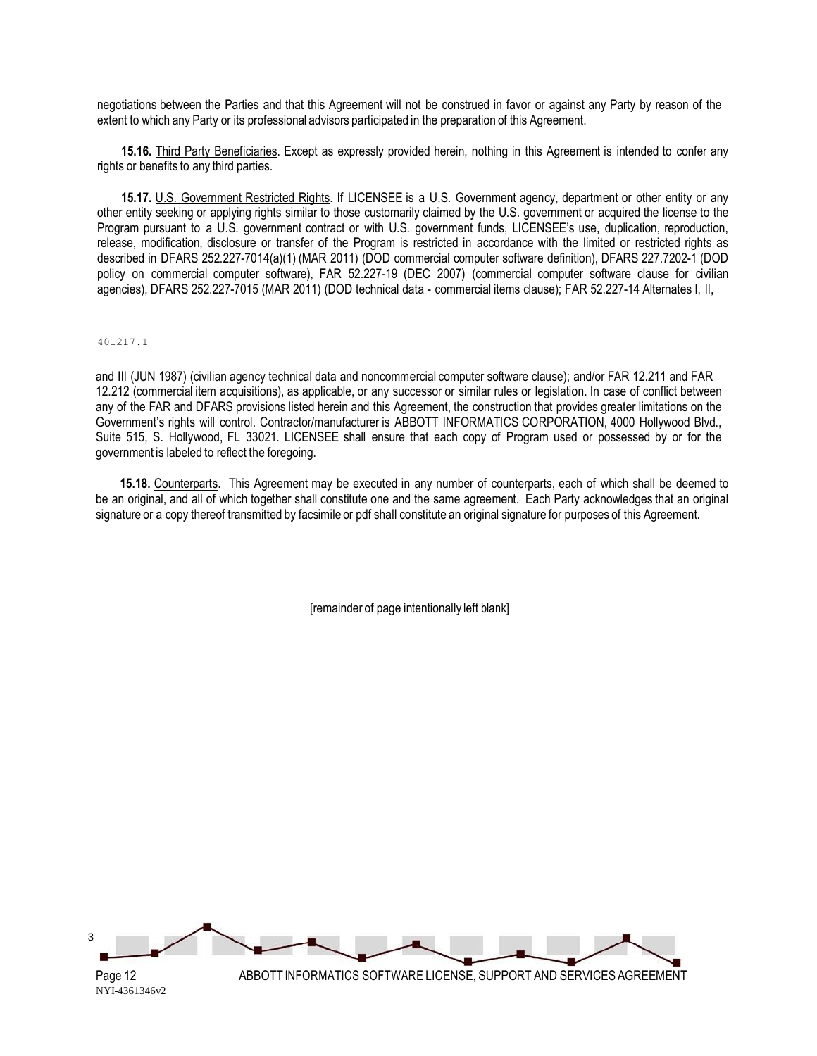negotiations between the Parties and that this Agreement will not be construed in favor or against any Party by reason of the extent to which any Party or its professional advisors participated in the preparation of this Agreement.

**15.16.** Third Party Beneficiaries. Except as expressly provided herein, nothing in this Agreement is intended to confer any rights or benefits to any third parties.

**15.17.** U.S. Government Restricted Rights. If LICENSEE is a U.S. Government agency, department or other entity or any other entity seeking or applying rights similar to those customarily claimed by the U.S. government or acquired the license to the Program pursuant to a U.S. government contract or with U.S. government funds, LICENSEE's use, duplication, reproduction, release, modification, disclosure or transfer of the Program is restricted in accordance with the limited or restricted rights as described in DFARS 252.227-7014(a)(1) (MAR 2011) (DOD commercial computer software definition), DFARS 227.7202-1 (DOD policy on commercial computer software), FAR 52.227-19 (DEC 2007) (commercial computer software clause for civilian agencies), DFARS 252.227-7015 (MAR 2011) (DOD technical data - commercial items clause); FAR 52.227-14 Alternates I, II, and III (JUN 1987) (civilian agency technical data and noncommercial computer software clause); and/or FAR 12.211 and FAR 12.212 (commercial item acquisitions), as applicable, or any successor or similar rules or legislation. In case of conflict between any of the FAR and DFARS provisions listed herein and this Agreement, the construction that provides greater limitations on the Government's rights will control. Contractor/manufacturer is ABBOTT INFORMATICS CORPORATION, 4000 Hollywood Blvd., Suite 515, S. Hollywood, FL 33021. LICENSEE shall ensure that each copy of Program used or possessed by or for the government is labeled to reflect the foregoing.

**15.18.** Counterparts. This Agreement may be executed in any number of counterparts, each of which shall be deemed to be an original, and all of which together shall constitute one and the same agreement. Each Party acknowledges that an original signature or a copy thereof transmitted by facsimile or pdf shall constitute an original signature for purposes of this Agreement.

[remainder of page intentionally left blank]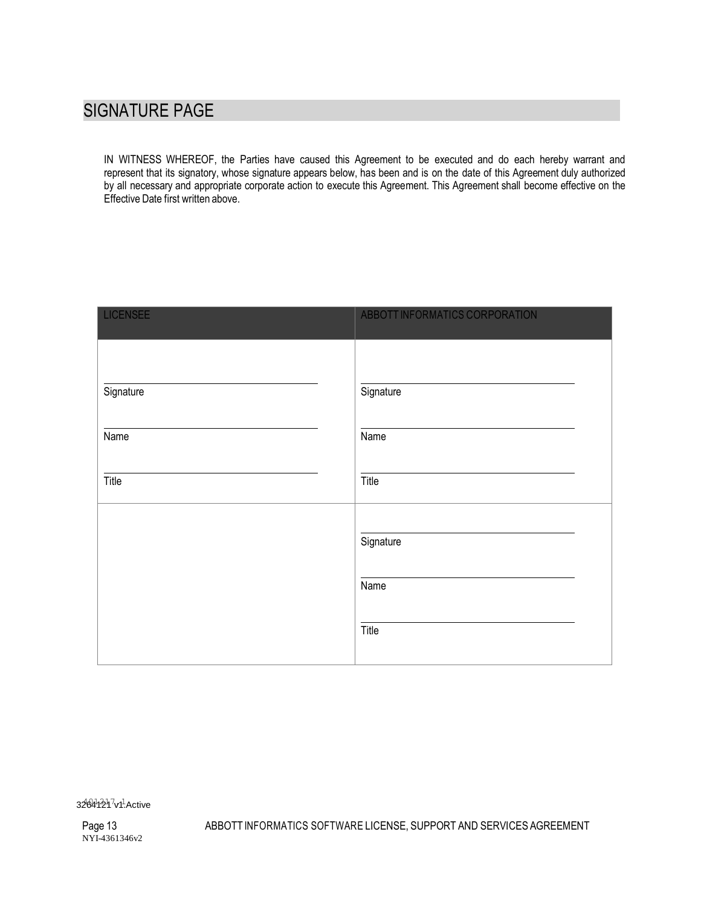## SIGNATURE PAGE

IN WITNESS WHEREOF, the Parties have caused this Agreement to be executed and do each hereby warrant and represent that its signatory, whose signature appears below, has been and is on the date of this Agreement duly authorized by all necessary and appropriate corporate action to execute this Agreement. This Agreement shall become effective on the Effective Date first written above.

| LICENSEE | ABBOTT INFORMATICS CORPORATION |
|---|---|
| Signature<br><br>Name<br><br>Title | Signature<br><br>Name<br><br>Title |
| | Signature<br><br>Name<br><br>Title |

3264121 v1.Active

NYI-4361346v2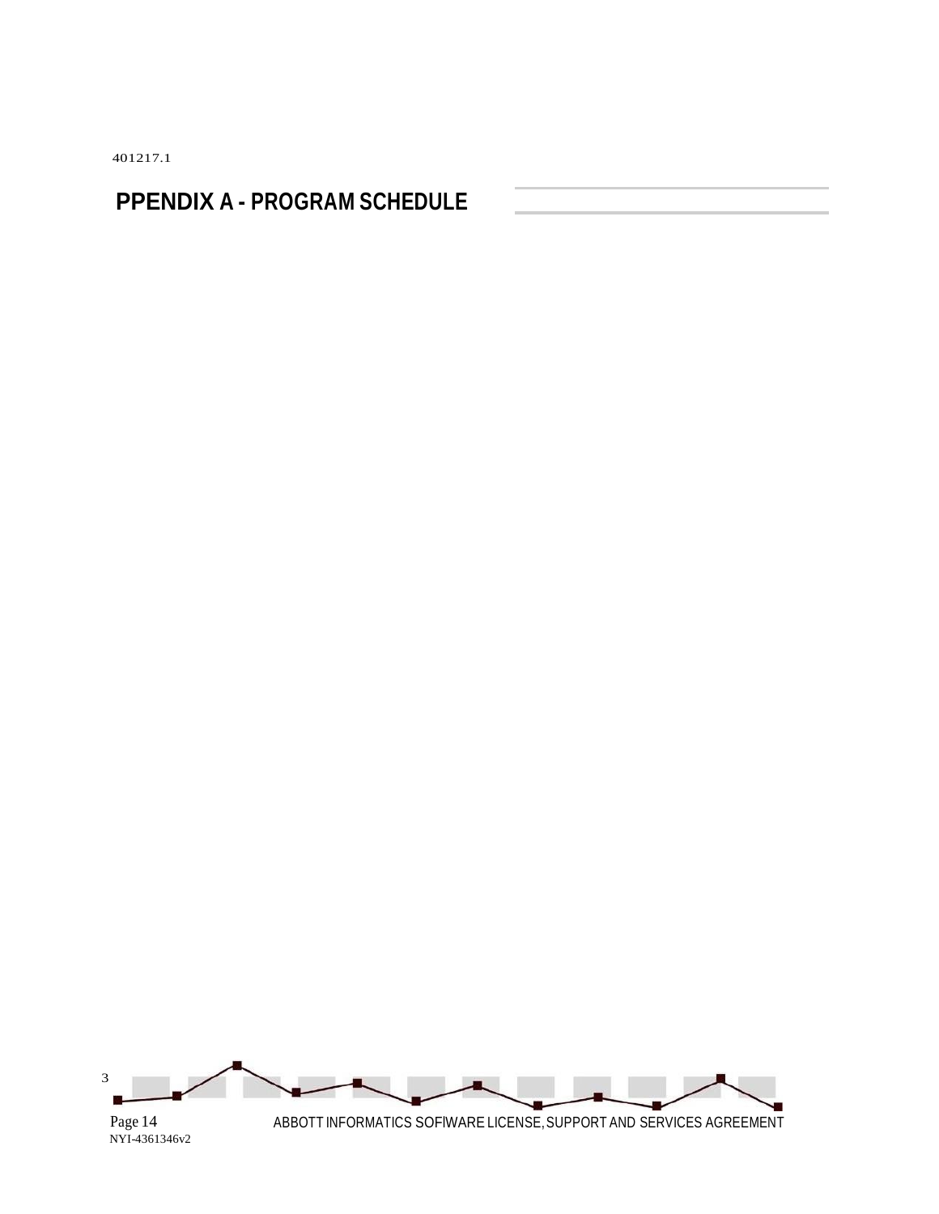401217.1

## PPENDIX A - PROGRAM SCHEDULE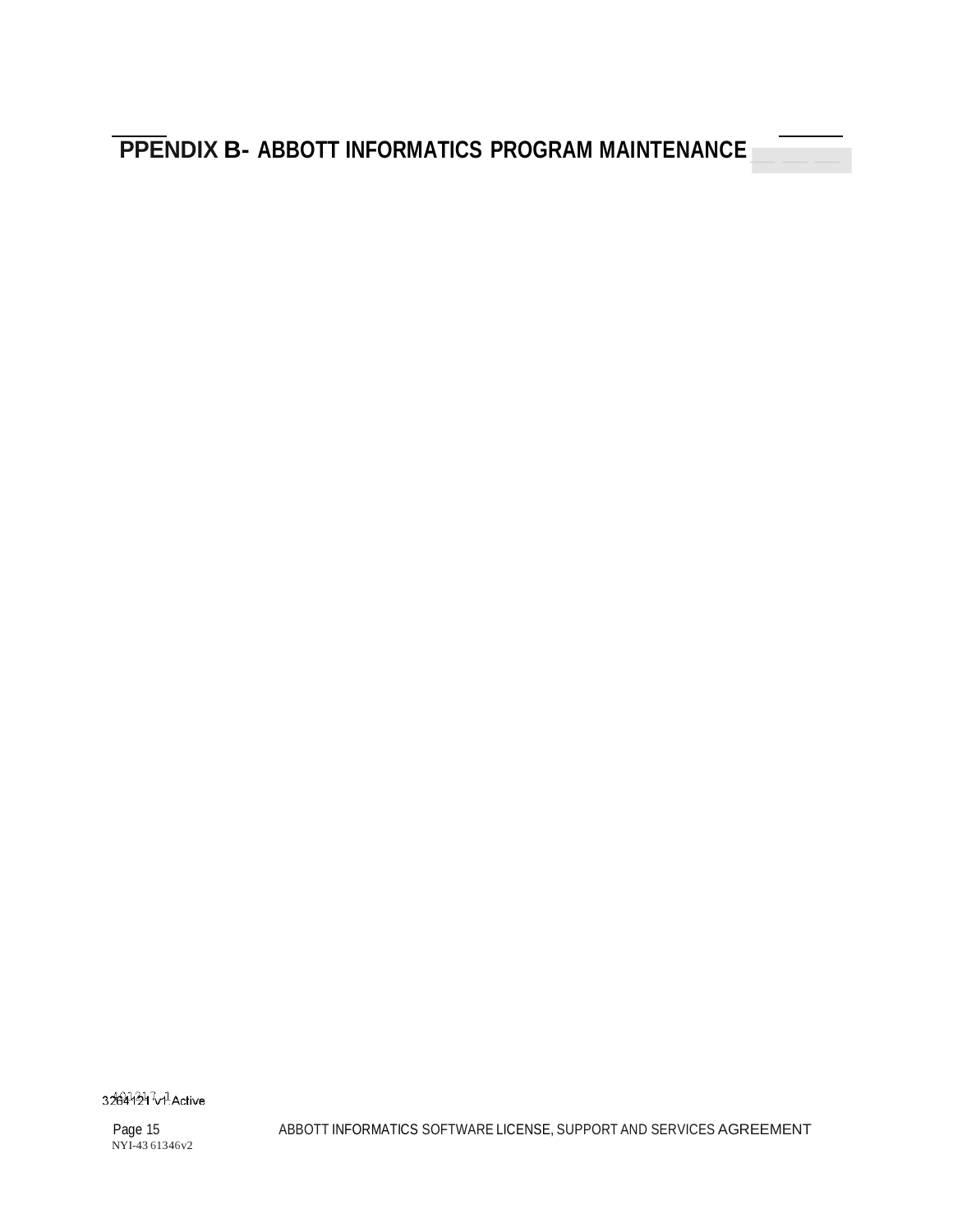# PPENDIX B- ABBOTT INFORMATICS PROGRAM MAINTENANCE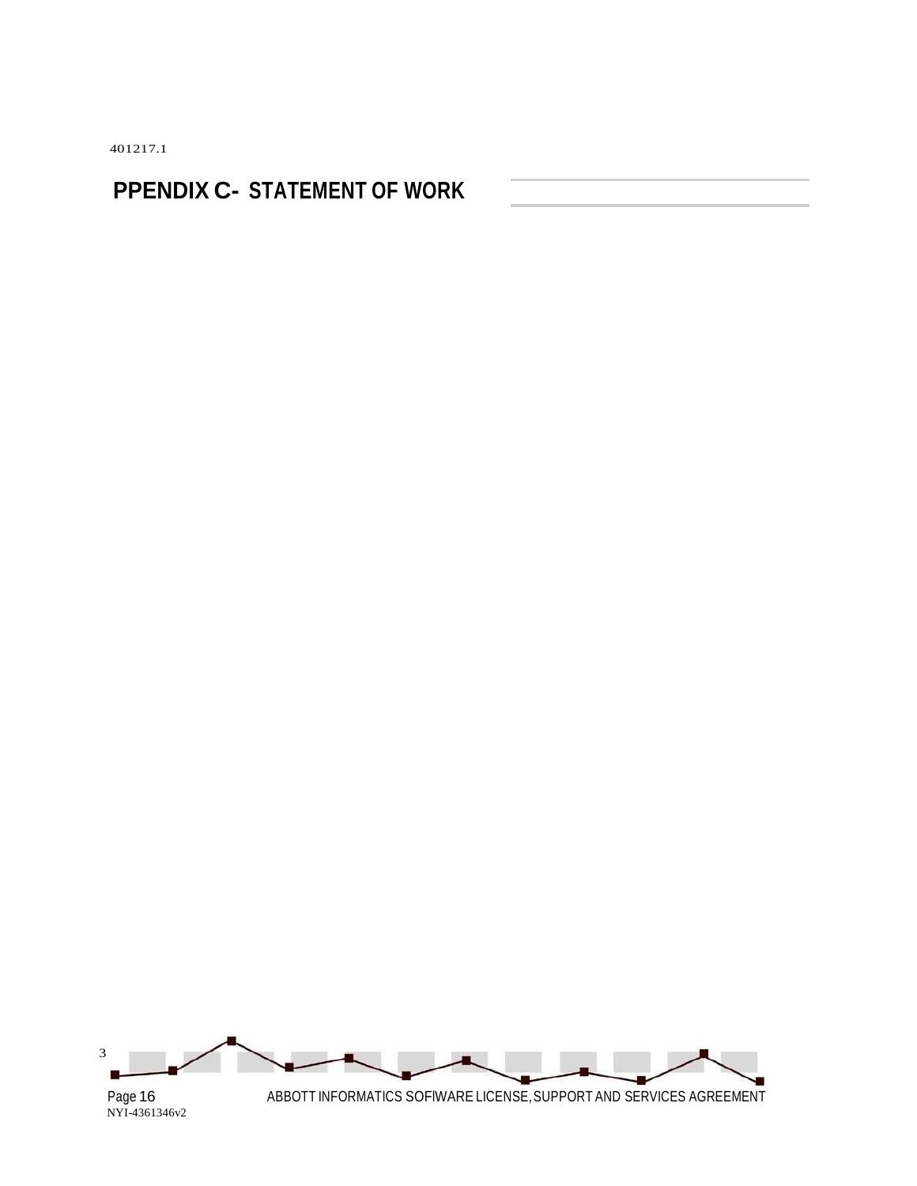# PPENDIX C- STATEMENT OF WORK